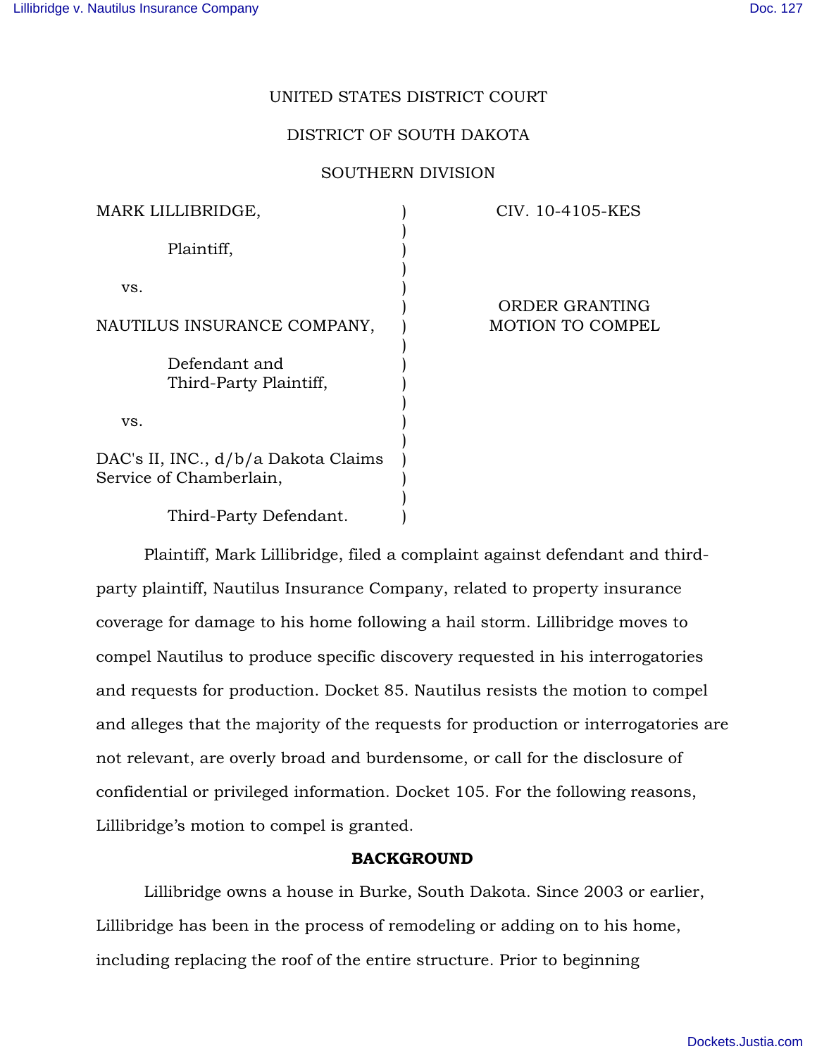UNITED STATES DISTRICT COURT

DISTRICT OF SOUTH DAKOTA

SOUTHERN DIVISION

| | | |
|---|---|---|
| MARK LILLIBRIDGE,<br><br>Plaintiff,<br><br>vs.<br><br>NAUTILUS INSURANCE COMPANY,<br><br>Defendant and Third-Party Plaintiff,<br><br>vs.<br><br>DAC's II, INC., d/b/a Dakota Claims Service of Chamberlain,<br><br>Third-Party Defendant. | ) | CIV. 10-4105-KES<br><br>ORDER GRANTING MOTION TO COMPEL |

Plaintiff, Mark Lillibridge, filed a complaint against defendant and third-party plaintiff, Nautilus Insurance Company, related to property insurance coverage for damage to his home following a hail storm. Lillibridge moves to compel Nautilus to produce specific discovery requested in his interrogatories and requests for production. Docket 85. Nautilus resists the motion to compel and alleges that the majority of the requests for production or interrogatories are not relevant, are overly broad and burdensome, or call for the disclosure of confidential or privileged information. Docket 105. For the following reasons, Lillibridge's motion to compel is granted.

## BACKGROUND

Lillibridge owns a house in Burke, South Dakota. Since 2003 or earlier, Lillibridge has been in the process of remodeling or adding on to his home, including replacing the roof of the entire structure. Prior to beginning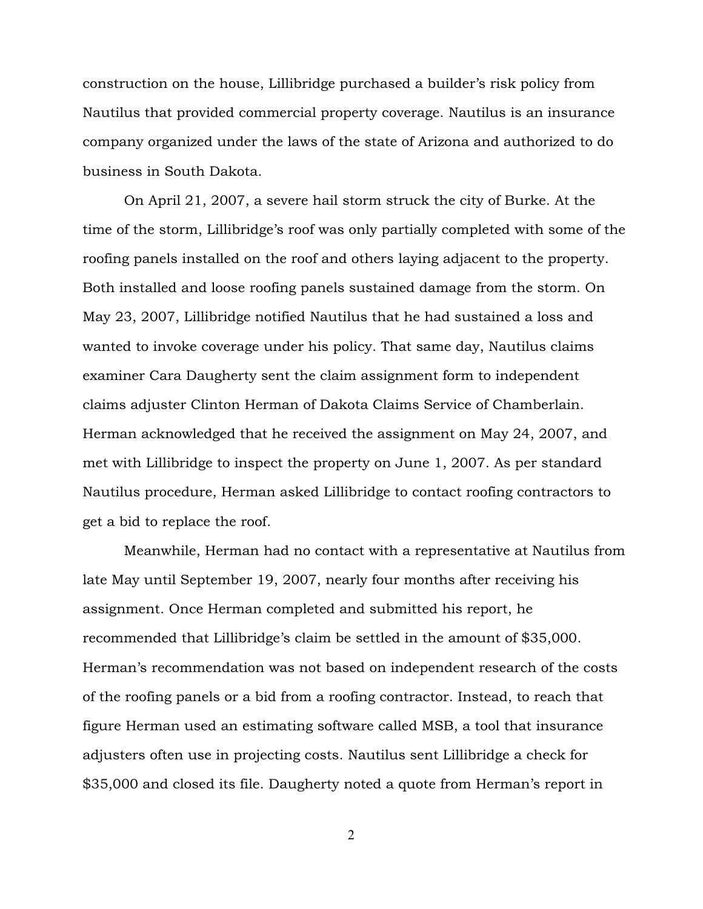construction on the house, Lillibridge purchased a builder's risk policy from Nautilus that provided commercial property coverage. Nautilus is an insurance company organized under the laws of the state of Arizona and authorized to do business in South Dakota.

On April 21, 2007, a severe hail storm struck the city of Burke. At the time of the storm, Lillibridge's roof was only partially completed with some of the roofing panels installed on the roof and others laying adjacent to the property. Both installed and loose roofing panels sustained damage from the storm. On May 23, 2007, Lillibridge notified Nautilus that he had sustained a loss and wanted to invoke coverage under his policy. That same day, Nautilus claims examiner Cara Daugherty sent the claim assignment form to independent claims adjuster Clinton Herman of Dakota Claims Service of Chamberlain. Herman acknowledged that he received the assignment on May 24, 2007, and met with Lillibridge to inspect the property on June 1, 2007. As per standard Nautilus procedure, Herman asked Lillibridge to contact roofing contractors to get a bid to replace the roof.

Meanwhile, Herman had no contact with a representative at Nautilus from late May until September 19, 2007, nearly four months after receiving his assignment. Once Herman completed and submitted his report, he recommended that Lillibridge's claim be settled in the amount of $35,000. Herman's recommendation was not based on independent research of the costs of the roofing panels or a bid from a roofing contractor. Instead, to reach that figure Herman used an estimating software called MSB, a tool that insurance adjusters often use in projecting costs. Nautilus sent Lillibridge a check for $35,000 and closed its file. Daugherty noted a quote from Herman's report in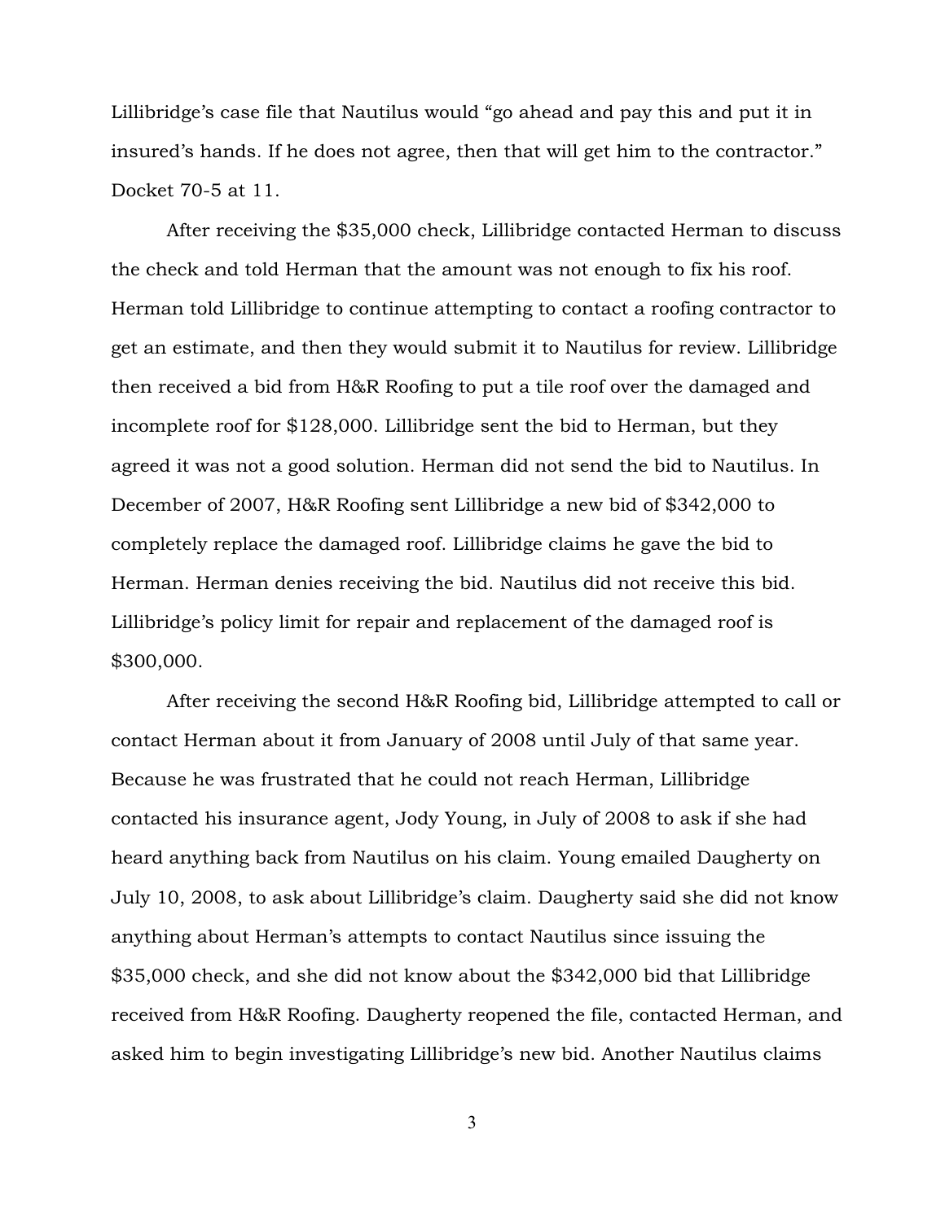Lillibridge's case file that Nautilus would "go ahead and pay this and put it in insured's hands. If he does not agree, then that will get him to the contractor." Docket 70-5 at 11.

After receiving the $35,000 check, Lillibridge contacted Herman to discuss the check and told Herman that the amount was not enough to fix his roof. Herman told Lillibridge to continue attempting to contact a roofing contractor to get an estimate, and then they would submit it to Nautilus for review. Lillibridge then received a bid from H&R Roofing to put a tile roof over the damaged and incomplete roof for $128,000. Lillibridge sent the bid to Herman, but they agreed it was not a good solution. Herman did not send the bid to Nautilus. In December of 2007, H&R Roofing sent Lillibridge a new bid of $342,000 to completely replace the damaged roof. Lillibridge claims he gave the bid to Herman. Herman denies receiving the bid. Nautilus did not receive this bid. Lillibridge's policy limit for repair and replacement of the damaged roof is $300,000.

After receiving the second H&R Roofing bid, Lillibridge attempted to call or contact Herman about it from January of 2008 until July of that same year. Because he was frustrated that he could not reach Herman, Lillibridge contacted his insurance agent, Jody Young, in July of 2008 to ask if she had heard anything back from Nautilus on his claim. Young emailed Daugherty on July 10, 2008, to ask about Lillibridge's claim. Daugherty said she did not know anything about Herman's attempts to contact Nautilus since issuing the $35,000 check, and she did not know about the $342,000 bid that Lillibridge received from H&R Roofing. Daugherty reopened the file, contacted Herman, and asked him to begin investigating Lillibridge's new bid. Another Nautilus claims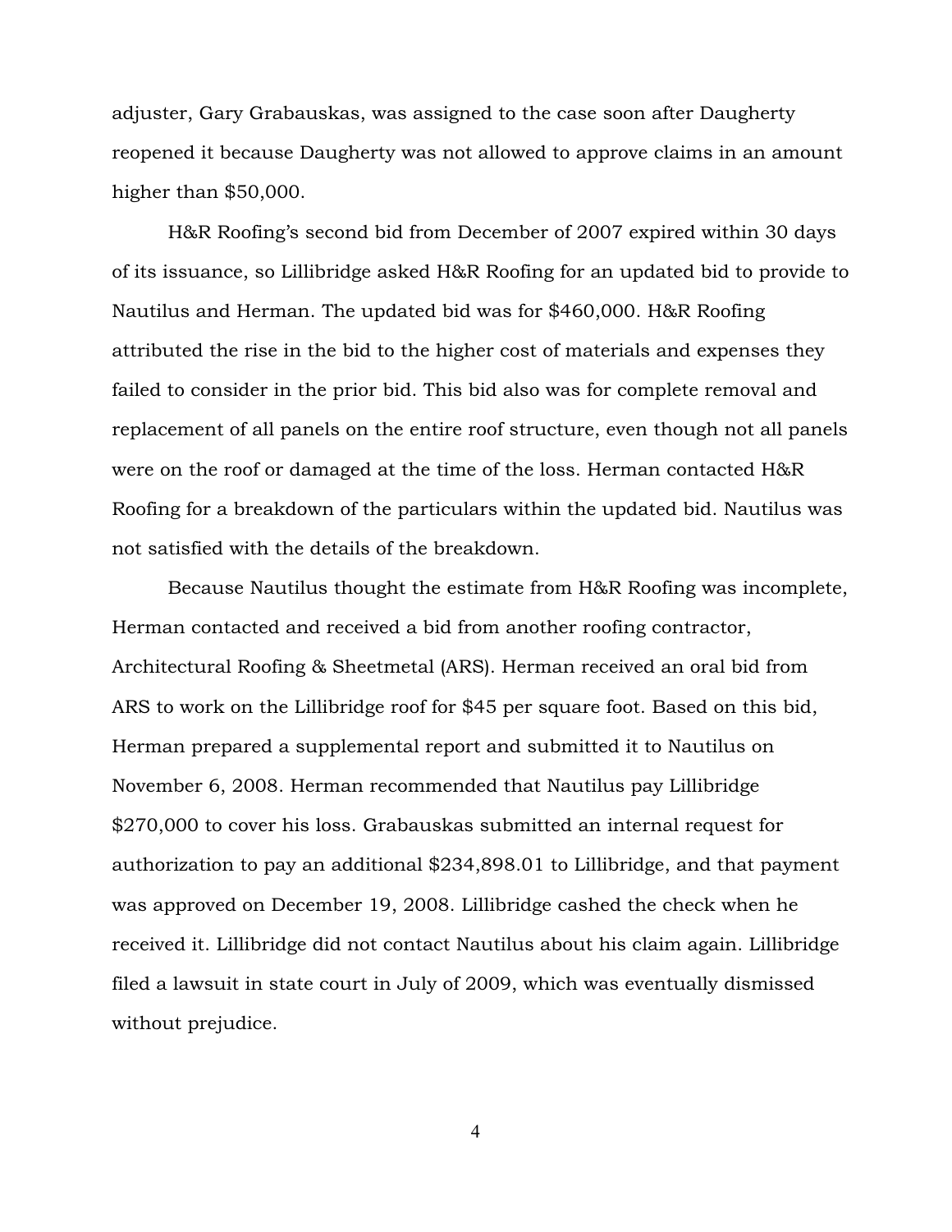adjuster, Gary Grabauskas, was assigned to the case soon after Daugherty reopened it because Daugherty was not allowed to approve claims in an amount higher than $50,000.

H&R Roofing's second bid from December of 2007 expired within 30 days of its issuance, so Lillibridge asked H&R Roofing for an updated bid to provide to Nautilus and Herman. The updated bid was for $460,000. H&R Roofing attributed the rise in the bid to the higher cost of materials and expenses they failed to consider in the prior bid. This bid also was for complete removal and replacement of all panels on the entire roof structure, even though not all panels were on the roof or damaged at the time of the loss. Herman contacted H&R Roofing for a breakdown of the particulars within the updated bid. Nautilus was not satisfied with the details of the breakdown.

Because Nautilus thought the estimate from H&R Roofing was incomplete, Herman contacted and received a bid from another roofing contractor, Architectural Roofing & Sheetmetal (ARS). Herman received an oral bid from ARS to work on the Lillibridge roof for $45 per square foot. Based on this bid, Herman prepared a supplemental report and submitted it to Nautilus on November 6, 2008. Herman recommended that Nautilus pay Lillibridge $270,000 to cover his loss. Grabauskas submitted an internal request for authorization to pay an additional $234,898.01 to Lillibridge, and that payment was approved on December 19, 2008. Lillibridge cashed the check when he received it. Lillibridge did not contact Nautilus about his claim again. Lillibridge filed a lawsuit in state court in July of 2009, which was eventually dismissed without prejudice.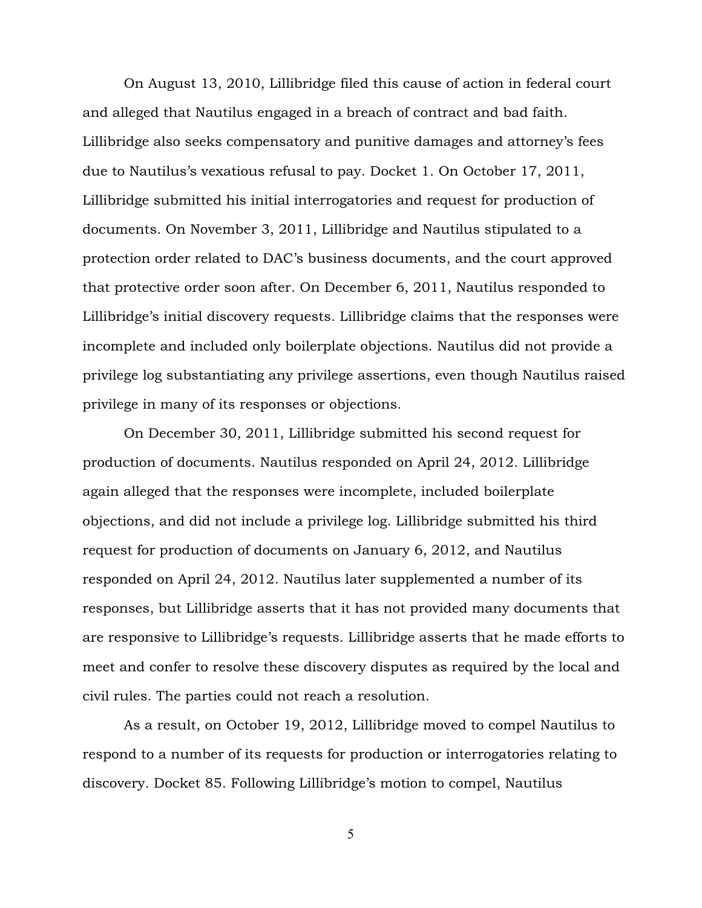On August 13, 2010, Lillibridge filed this cause of action in federal court and alleged that Nautilus engaged in a breach of contract and bad faith. Lillibridge also seeks compensatory and punitive damages and attorney's fees due to Nautilus's vexatious refusal to pay. Docket 1. On October 17, 2011, Lillibridge submitted his initial interrogatories and request for production of documents. On November 3, 2011, Lillibridge and Nautilus stipulated to a protection order related to DAC's business documents, and the court approved that protective order soon after. On December 6, 2011, Nautilus responded to Lillibridge's initial discovery requests. Lillibridge claims that the responses were incomplete and included only boilerplate objections. Nautilus did not provide a privilege log substantiating any privilege assertions, even though Nautilus raised privilege in many of its responses or objections.

On December 30, 2011, Lillibridge submitted his second request for production of documents. Nautilus responded on April 24, 2012. Lillibridge again alleged that the responses were incomplete, included boilerplate objections, and did not include a privilege log. Lillibridge submitted his third request for production of documents on January 6, 2012, and Nautilus responded on April 24, 2012. Nautilus later supplemented a number of its responses, but Lillibridge asserts that it has not provided many documents that are responsive to Lillibridge's requests. Lillibridge asserts that he made efforts to meet and confer to resolve these discovery disputes as required by the local and civil rules. The parties could not reach a resolution.

As a result, on October 19, 2012, Lillibridge moved to compel Nautilus to respond to a number of its requests for production or interrogatories relating to discovery. Docket 85. Following Lillibridge's motion to compel, Nautilus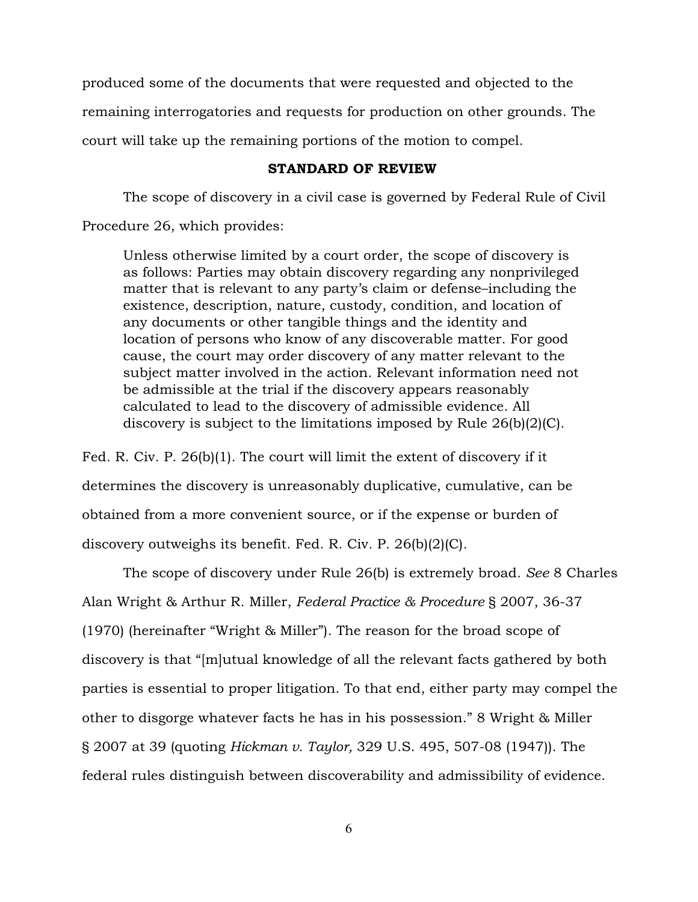produced some of the documents that were requested and objected to the remaining interrogatories and requests for production on other grounds. The court will take up the remaining portions of the motion to compel.

**STANDARD OF REVIEW**

The scope of discovery in a civil case is governed by Federal Rule of Civil Procedure 26, which provides:

> Unless otherwise limited by a court order, the scope of discovery is as follows: Parties may obtain discovery regarding any nonprivileged matter that is relevant to any party's claim or defense–including the existence, description, nature, custody, condition, and location of any documents or other tangible things and the identity and location of persons who know of any discoverable matter. For good cause, the court may order discovery of any matter relevant to the subject matter involved in the action. Relevant information need not be admissible at the trial if the discovery appears reasonably calculated to lead to the discovery of admissible evidence. All discovery is subject to the limitations imposed by Rule 26(b)(2)(C).

Fed. R. Civ. P. 26(b)(1). The court will limit the extent of discovery if it determines the discovery is unreasonably duplicative, cumulative, can be obtained from a more convenient source, or if the expense or burden of discovery outweighs its benefit. Fed. R. Civ. P. 26(b)(2)(C).

The scope of discovery under Rule 26(b) is extremely broad. *See* 8 Charles Alan Wright & Arthur R. Miller, *Federal Practice & Procedure* § 2007, 36-37 (1970) (hereinafter "Wright & Miller"). The reason for the broad scope of discovery is that "[m]utual knowledge of all the relevant facts gathered by both parties is essential to proper litigation. To that end, either party may compel the other to disgorge whatever facts he has in his possession." 8 Wright & Miller § 2007 at 39 (quoting *Hickman v. Taylor,* 329 U.S. 495, 507-08 (1947)). The federal rules distinguish between discoverability and admissibility of evidence.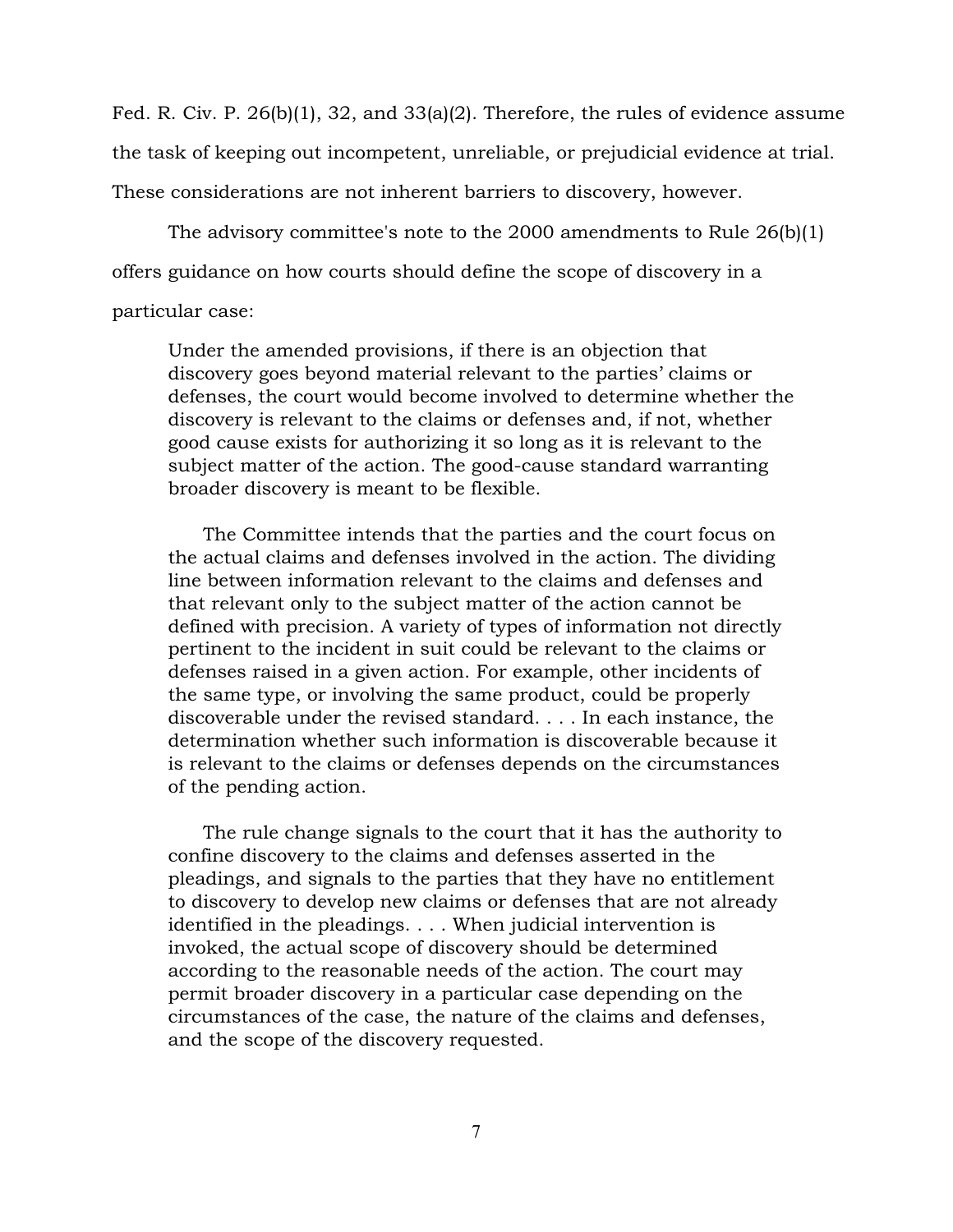Fed. R. Civ. P. 26(b)(1), 32, and 33(a)(2). Therefore, the rules of evidence assume the task of keeping out incompetent, unreliable, or prejudicial evidence at trial. These considerations are not inherent barriers to discovery, however.

The advisory committee's note to the 2000 amendments to Rule 26(b)(1) offers guidance on how courts should define the scope of discovery in a particular case:

> Under the amended provisions, if there is an objection that discovery goes beyond material relevant to the parties' claims or defenses, the court would become involved to determine whether the discovery is relevant to the claims or defenses and, if not, whether good cause exists for authorizing it so long as it is relevant to the subject matter of the action. The good-cause standard warranting broader discovery is meant to be flexible.
>
> The Committee intends that the parties and the court focus on the actual claims and defenses involved in the action. The dividing line between information relevant to the claims and defenses and that relevant only to the subject matter of the action cannot be defined with precision. A variety of types of information not directly pertinent to the incident in suit could be relevant to the claims or defenses raised in a given action. For example, other incidents of the same type, or involving the same product, could be properly discoverable under the revised standard. . . . In each instance, the determination whether such information is discoverable because it is relevant to the claims or defenses depends on the circumstances of the pending action.
>
> The rule change signals to the court that it has the authority to confine discovery to the claims and defenses asserted in the pleadings, and signals to the parties that they have no entitlement to discovery to develop new claims or defenses that are not already identified in the pleadings. . . . When judicial intervention is invoked, the actual scope of discovery should be determined according to the reasonable needs of the action. The court may permit broader discovery in a particular case depending on the circumstances of the case, the nature of the claims and defenses, and the scope of the discovery requested.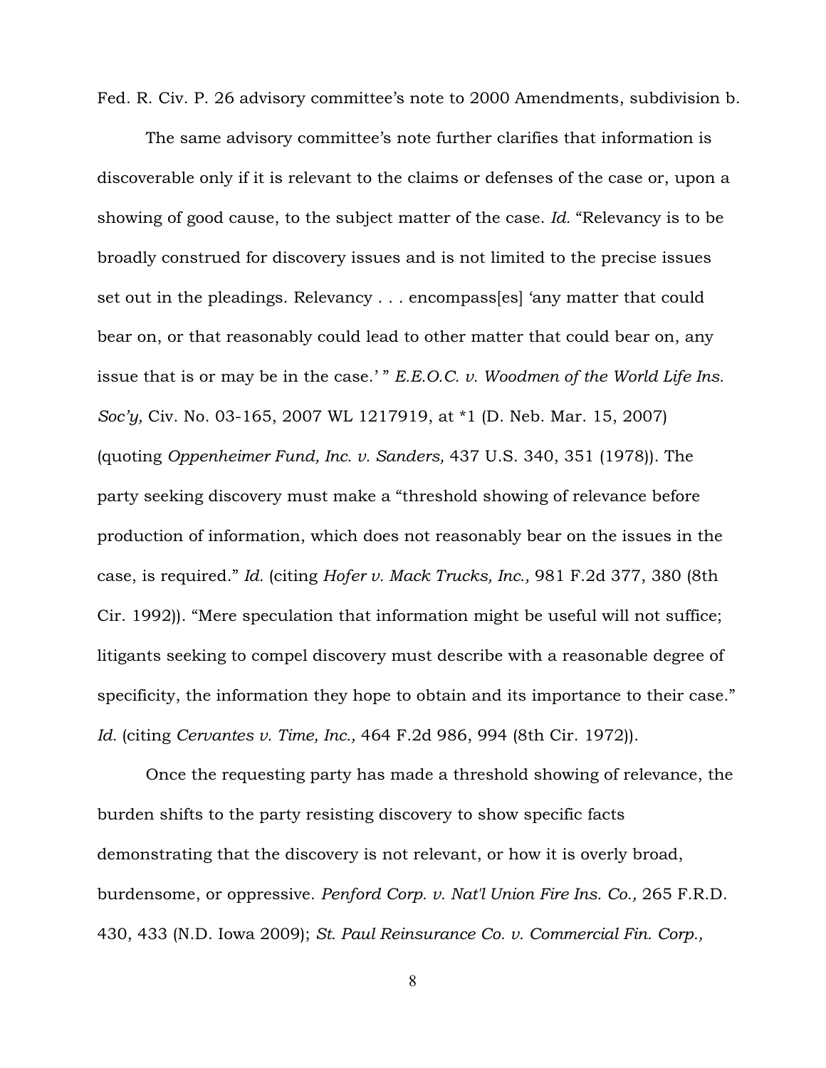Fed. R. Civ. P. 26 advisory committee's note to 2000 Amendments, subdivision b.

The same advisory committee's note further clarifies that information is discoverable only if it is relevant to the claims or defenses of the case or, upon a showing of good cause, to the subject matter of the case. *Id.* "Relevancy is to be broadly construed for discovery issues and is not limited to the precise issues set out in the pleadings. Relevancy . . . encompass[es] 'any matter that could bear on, or that reasonably could lead to other matter that could bear on, any issue that is or may be in the case.' " *E.E.O.C. v. Woodmen of the World Life Ins. Soc'y,* Civ. No. 03-165, 2007 WL 1217919, at *1 (D. Neb. Mar. 15, 2007) (quoting *Oppenheimer Fund, Inc. v. Sanders,* 437 U.S. 340, 351 (1978)). The party seeking discovery must make a "threshold showing of relevance before production of information, which does not reasonably bear on the issues in the case, is required." *Id.* (citing *Hofer v. Mack Trucks, Inc.,* 981 F.2d 377, 380 (8th Cir. 1992)). "Mere speculation that information might be useful will not suffice; litigants seeking to compel discovery must describe with a reasonable degree of specificity, the information they hope to obtain and its importance to their case." *Id.* (citing *Cervantes v. Time, Inc.,* 464 F.2d 986, 994 (8th Cir. 1972)).

Once the requesting party has made a threshold showing of relevance, the burden shifts to the party resisting discovery to show specific facts demonstrating that the discovery is not relevant, or how it is overly broad, burdensome, or oppressive. *Penford Corp. v. Nat'l Union Fire Ins. Co.,* 265 F.R.D. 430, 433 (N.D. Iowa 2009); *St. Paul Reinsurance Co. v. Commercial Fin. Corp.,*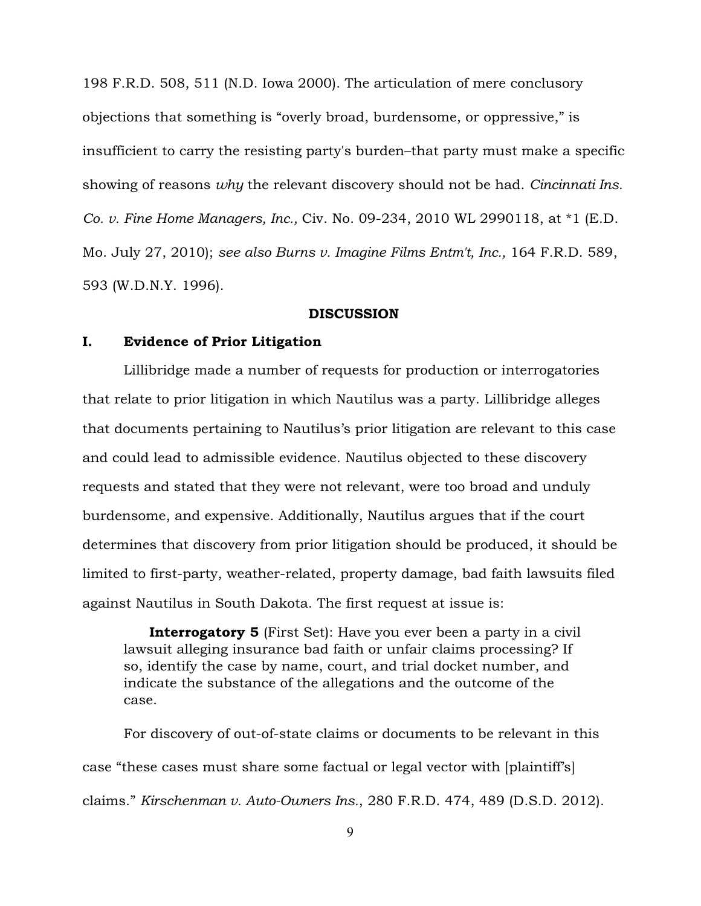198 F.R.D. 508, 511 (N.D. Iowa 2000). The articulation of mere conclusory objections that something is "overly broad, burdensome, or oppressive," is insufficient to carry the resisting party's burden–that party must make a specific showing of reasons *why* the relevant discovery should not be had. *Cincinnati Ins. Co. v. Fine Home Managers, Inc.,* Civ. No. 09-234, 2010 WL 2990118, at *1 (E.D. Mo. July 27, 2010); *see also Burns v. Imagine Films Entm't, Inc.,* 164 F.R.D. 589, 593 (W.D.N.Y. 1996).

## DISCUSSION

### I. Evidence of Prior Litigation

Lillibridge made a number of requests for production or interrogatories that relate to prior litigation in which Nautilus was a party. Lillibridge alleges that documents pertaining to Nautilus's prior litigation are relevant to this case and could lead to admissible evidence. Nautilus objected to these discovery requests and stated that they were not relevant, were too broad and unduly burdensome, and expensive. Additionally, Nautilus argues that if the court determines that discovery from prior litigation should be produced, it should be limited to first-party, weather-related, property damage, bad faith lawsuits filed against Nautilus in South Dakota. The first request at issue is:

> **Interrogatory 5** (First Set): Have you ever been a party in a civil lawsuit alleging insurance bad faith or unfair claims processing? If so, identify the case by name, court, and trial docket number, and indicate the substance of the allegations and the outcome of the case.

For discovery of out-of-state claims or documents to be relevant in this case "these cases must share some factual or legal vector with [plaintiff's] claims." *Kirschenman v. Auto-Owners Ins.*, 280 F.R.D. 474, 489 (D.S.D. 2012).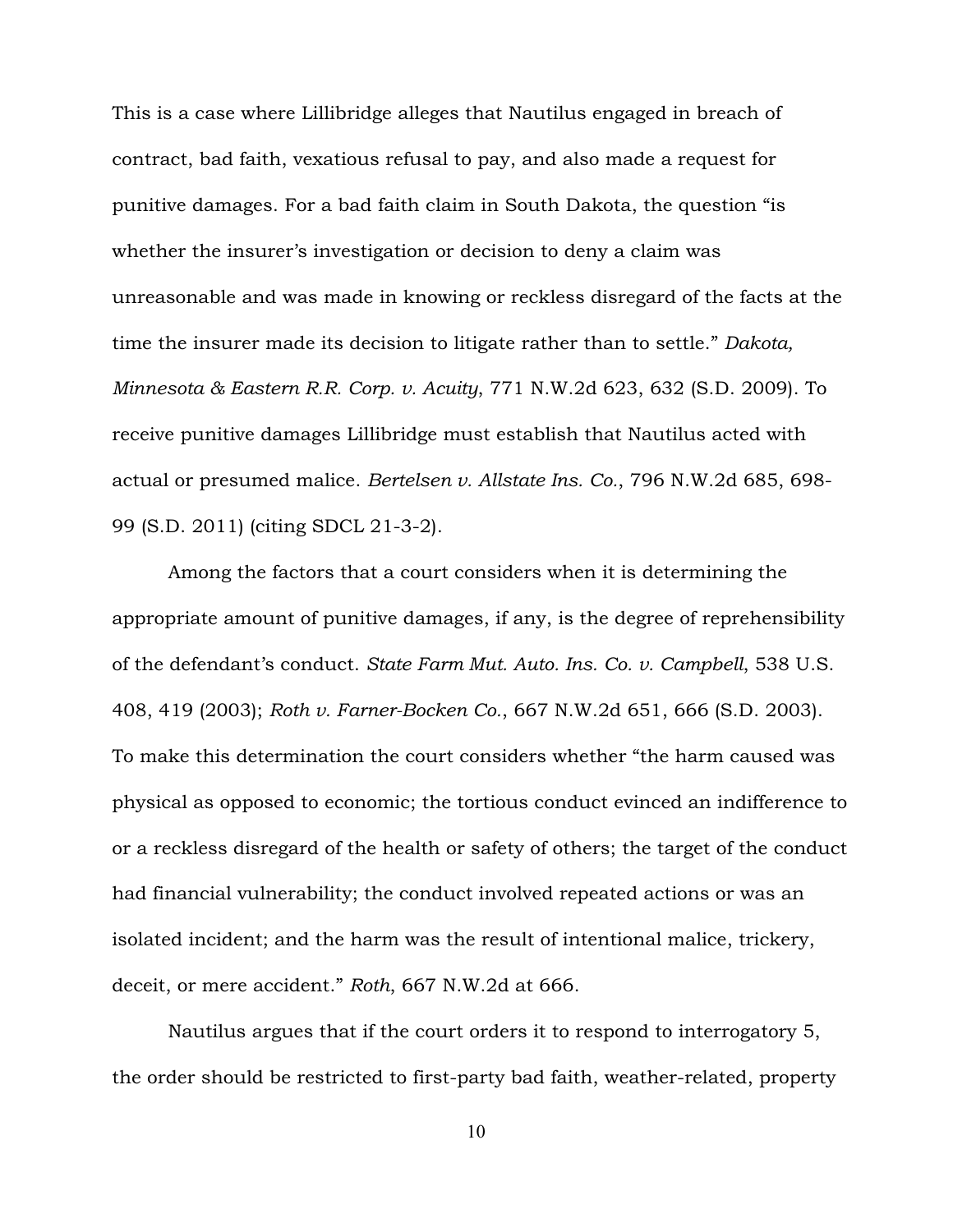This is a case where Lillibridge alleges that Nautilus engaged in breach of contract, bad faith, vexatious refusal to pay, and also made a request for punitive damages. For a bad faith claim in South Dakota, the question "is whether the insurer's investigation or decision to deny a claim was unreasonable and was made in knowing or reckless disregard of the facts at the time the insurer made its decision to litigate rather than to settle." *Dakota, Minnesota & Eastern R.R. Corp. v. Acuity*, 771 N.W.2d 623, 632 (S.D. 2009). To receive punitive damages Lillibridge must establish that Nautilus acted with actual or presumed malice. *Bertelsen v. Allstate Ins. Co.*, 796 N.W.2d 685, 698-99 (S.D. 2011) (citing SDCL 21-3-2).

Among the factors that a court considers when it is determining the appropriate amount of punitive damages, if any, is the degree of reprehensibility of the defendant's conduct. *State Farm Mut. Auto. Ins. Co. v. Campbell*, 538 U.S. 408, 419 (2003); *Roth v. Farner-Bocken Co.*, 667 N.W.2d 651, 666 (S.D. 2003). To make this determination the court considers whether "the harm caused was physical as opposed to economic; the tortious conduct evinced an indifference to or a reckless disregard of the health or safety of others; the target of the conduct had financial vulnerability; the conduct involved repeated actions or was an isolated incident; and the harm was the result of intentional malice, trickery, deceit, or mere accident." *Roth*, 667 N.W.2d at 666.

Nautilus argues that if the court orders it to respond to interrogatory 5, the order should be restricted to first-party bad faith, weather-related, property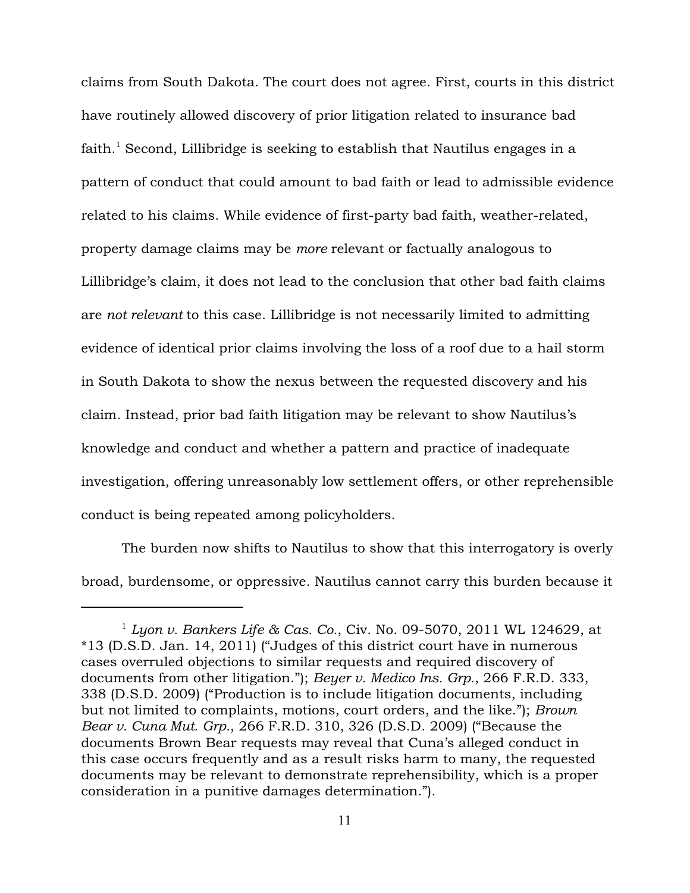claims from South Dakota. The court does not agree. First, courts in this district have routinely allowed discovery of prior litigation related to insurance bad faith.[1] Second, Lillibridge is seeking to establish that Nautilus engages in a pattern of conduct that could amount to bad faith or lead to admissible evidence related to his claims. While evidence of first-party bad faith, weather-related, property damage claims may be *more* relevant or factually analogous to Lillibridge's claim, it does not lead to the conclusion that other bad faith claims are *not relevant* to this case. Lillibridge is not necessarily limited to admitting evidence of identical prior claims involving the loss of a roof due to a hail storm in South Dakota to show the nexus between the requested discovery and his claim. Instead, prior bad faith litigation may be relevant to show Nautilus's knowledge and conduct and whether a pattern and practice of inadequate investigation, offering unreasonably low settlement offers, or other reprehensible conduct is being repeated among policyholders.

The burden now shifts to Nautilus to show that this interrogatory is overly broad, burdensome, or oppressive. Nautilus cannot carry this burden because it

---

[1] *Lyon v. Bankers Life & Cas. Co.*, Civ. No. 09-5070, 2011 WL 124629, at *13 (D.S.D. Jan. 14, 2011) ("Judges of this district court have in numerous cases overruled objections to similar requests and required discovery of documents from other litigation."); *Beyer v. Medico Ins. Grp.*, 266 F.R.D. 333, 338 (D.S.D. 2009) ("Production is to include litigation documents, including but not limited to complaints, motions, court orders, and the like."); *Brown Bear v. Cuna Mut. Grp.*, 266 F.R.D. 310, 326 (D.S.D. 2009) ("Because the documents Brown Bear requests may reveal that Cuna's alleged conduct in this case occurs frequently and as a result risks harm to many, the requested documents may be relevant to demonstrate reprehensibility, which is a proper consideration in a punitive damages determination.").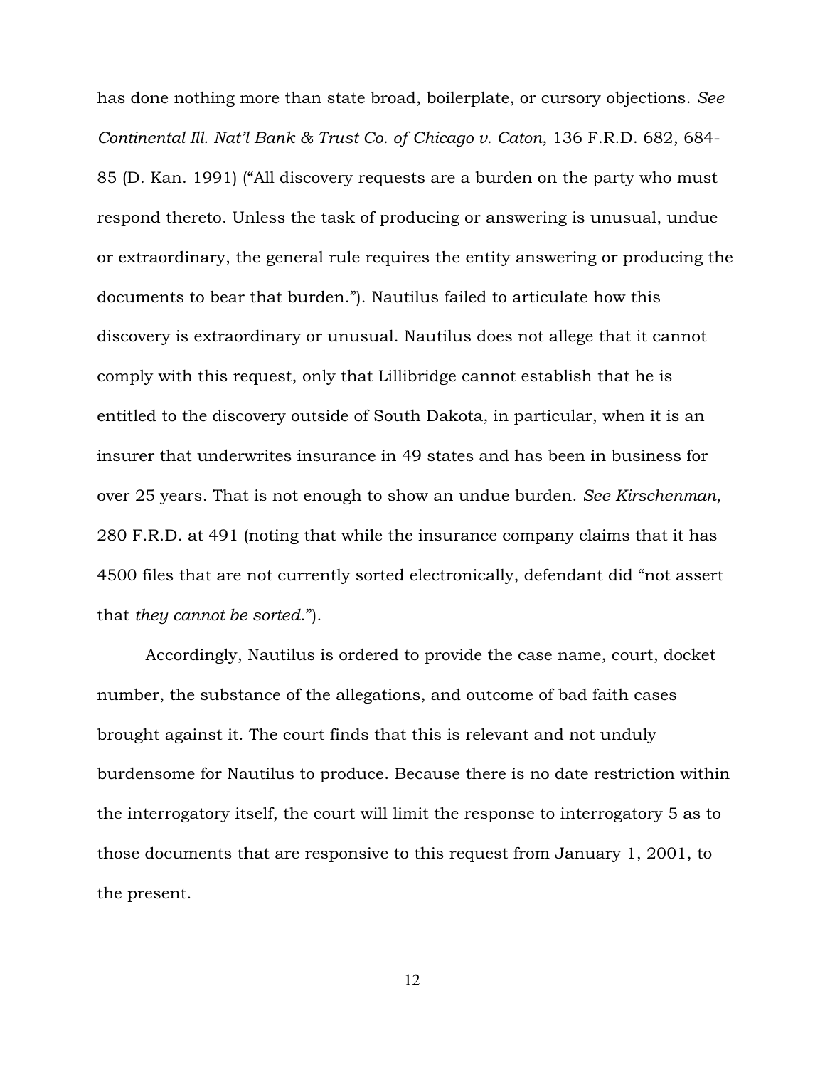has done nothing more than state broad, boilerplate, or cursory objections. *See Continental Ill. Nat'l Bank & Trust Co. of Chicago v. Caton*, 136 F.R.D. 682, 684-85 (D. Kan. 1991) ("All discovery requests are a burden on the party who must respond thereto. Unless the task of producing or answering is unusual, undue or extraordinary, the general rule requires the entity answering or producing the documents to bear that burden."). Nautilus failed to articulate how this discovery is extraordinary or unusual. Nautilus does not allege that it cannot comply with this request, only that Lillibridge cannot establish that he is entitled to the discovery outside of South Dakota, in particular, when it is an insurer that underwrites insurance in 49 states and has been in business for over 25 years. That is not enough to show an undue burden. *See Kirschenman*, 280 F.R.D. at 491 (noting that while the insurance company claims that it has 4500 files that are not currently sorted electronically, defendant did "not assert that *they cannot be sorted*.").

Accordingly, Nautilus is ordered to provide the case name, court, docket number, the substance of the allegations, and outcome of bad faith cases brought against it. The court finds that this is relevant and not unduly burdensome for Nautilus to produce. Because there is no date restriction within the interrogatory itself, the court will limit the response to interrogatory 5 as to those documents that are responsive to this request from January 1, 2001, to the present.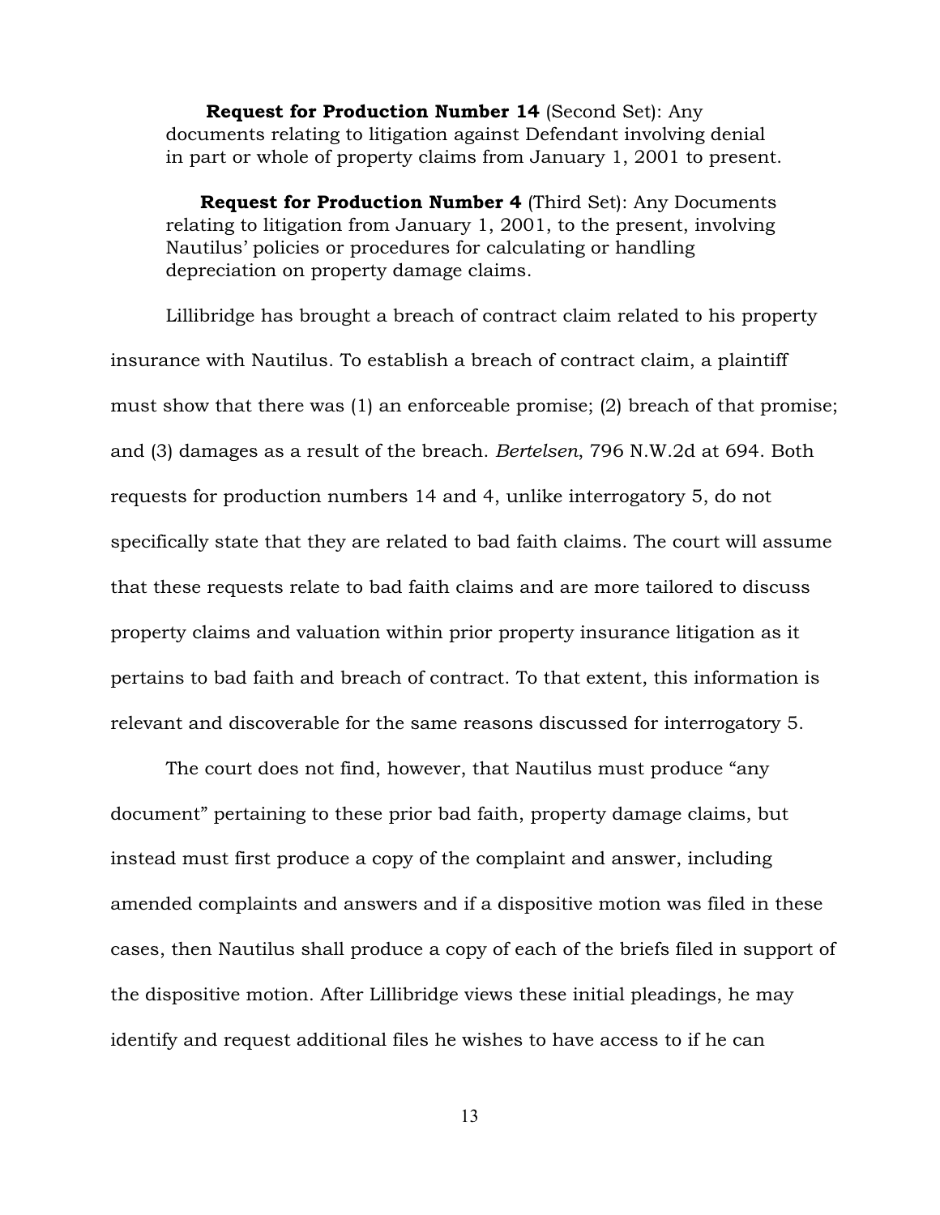**Request for Production Number 14** (Second Set): Any documents relating to litigation against Defendant involving denial in part or whole of property claims from January 1, 2001 to present.

**Request for Production Number 4** (Third Set): Any Documents relating to litigation from January 1, 2001, to the present, involving Nautilus' policies or procedures for calculating or handling depreciation on property damage claims.

Lillibridge has brought a breach of contract claim related to his property insurance with Nautilus. To establish a breach of contract claim, a plaintiff must show that there was (1) an enforceable promise; (2) breach of that promise; and (3) damages as a result of the breach. *Bertelsen*, 796 N.W.2d at 694. Both requests for production numbers 14 and 4, unlike interrogatory 5, do not specifically state that they are related to bad faith claims. The court will assume that these requests relate to bad faith claims and are more tailored to discuss property claims and valuation within prior property insurance litigation as it pertains to bad faith and breach of contract. To that extent, this information is relevant and discoverable for the same reasons discussed for interrogatory 5.

The court does not find, however, that Nautilus must produce "any document" pertaining to these prior bad faith, property damage claims, but instead must first produce a copy of the complaint and answer, including amended complaints and answers and if a dispositive motion was filed in these cases, then Nautilus shall produce a copy of each of the briefs filed in support of the dispositive motion. After Lillibridge views these initial pleadings, he may identify and request additional files he wishes to have access to if he can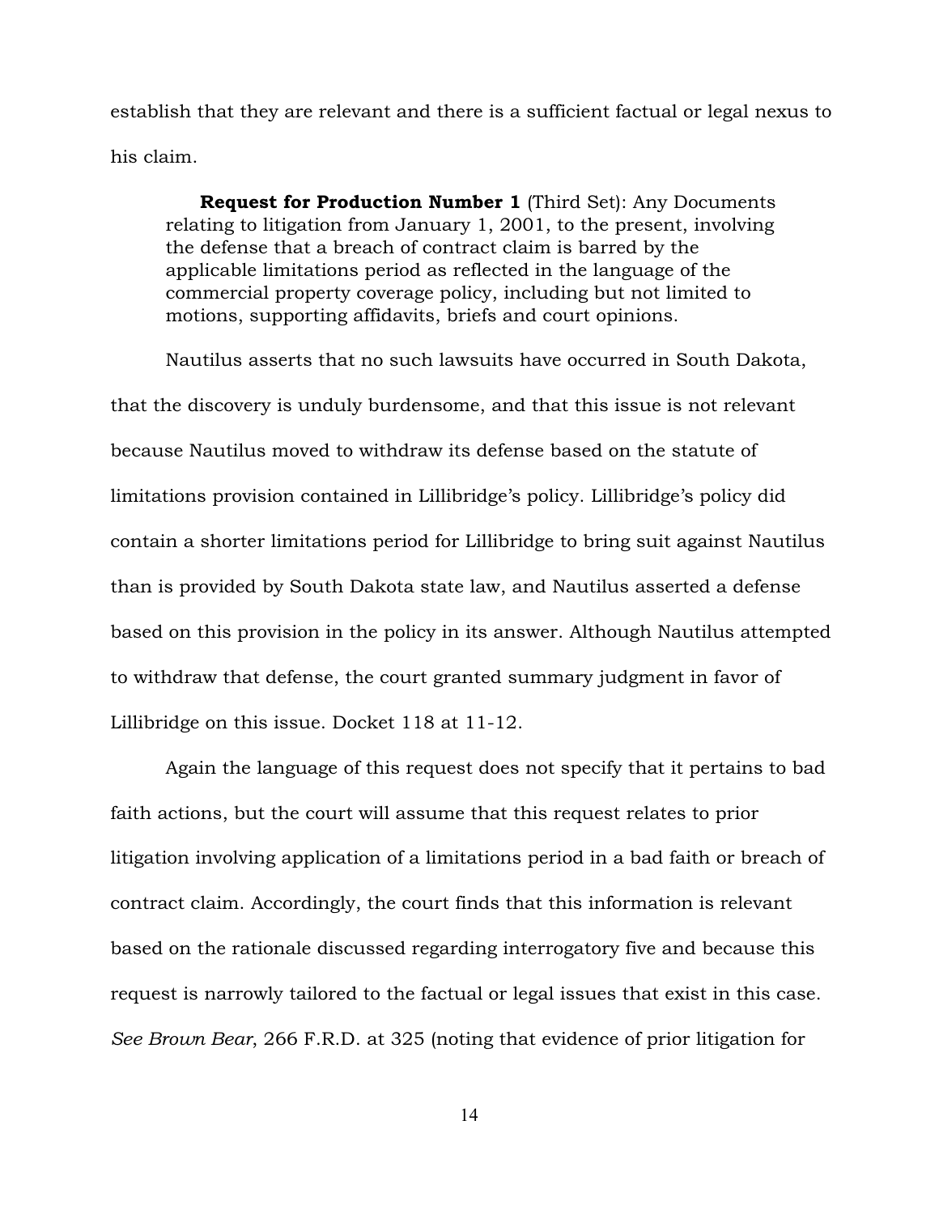establish that they are relevant and there is a sufficient factual or legal nexus to his claim.

> **Request for Production Number 1** (Third Set): Any Documents relating to litigation from January 1, 2001, to the present, involving the defense that a breach of contract claim is barred by the applicable limitations period as reflected in the language of the commercial property coverage policy, including but not limited to motions, supporting affidavits, briefs and court opinions.

Nautilus asserts that no such lawsuits have occurred in South Dakota, that the discovery is unduly burdensome, and that this issue is not relevant because Nautilus moved to withdraw its defense based on the statute of limitations provision contained in Lillibridge's policy. Lillibridge's policy did contain a shorter limitations period for Lillibridge to bring suit against Nautilus than is provided by South Dakota state law, and Nautilus asserted a defense based on this provision in the policy in its answer. Although Nautilus attempted to withdraw that defense, the court granted summary judgment in favor of Lillibridge on this issue. Docket 118 at 11-12.

Again the language of this request does not specify that it pertains to bad faith actions, but the court will assume that this request relates to prior litigation involving application of a limitations period in a bad faith or breach of contract claim. Accordingly, the court finds that this information is relevant based on the rationale discussed regarding interrogatory five and because this request is narrowly tailored to the factual or legal issues that exist in this case. *See Brown Bear*, 266 F.R.D. at 325 (noting that evidence of prior litigation for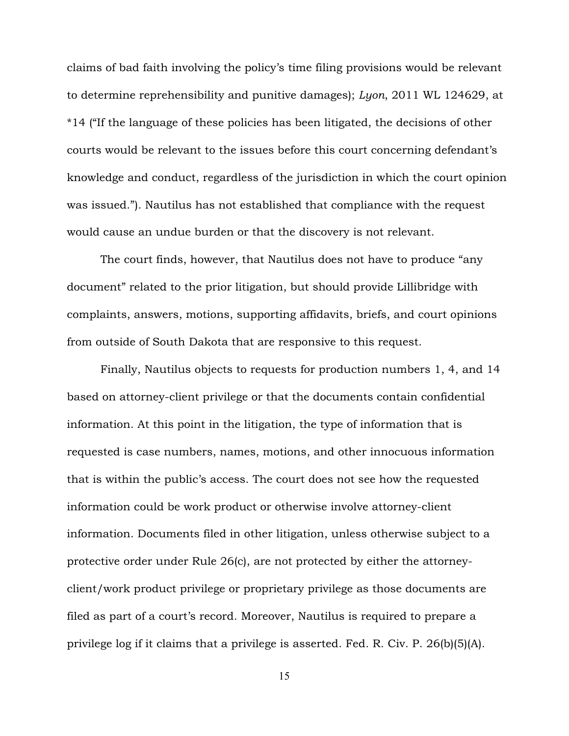claims of bad faith involving the policy's time filing provisions would be relevant to determine reprehensibility and punitive damages); *Lyon*, 2011 WL 124629, at *14 ("If the language of these policies has been litigated, the decisions of other courts would be relevant to the issues before this court concerning defendant's knowledge and conduct, regardless of the jurisdiction in which the court opinion was issued."). Nautilus has not established that compliance with the request would cause an undue burden or that the discovery is not relevant.

The court finds, however, that Nautilus does not have to produce "any document" related to the prior litigation, but should provide Lillibridge with complaints, answers, motions, supporting affidavits, briefs, and court opinions from outside of South Dakota that are responsive to this request.

Finally, Nautilus objects to requests for production numbers 1, 4, and 14 based on attorney-client privilege or that the documents contain confidential information. At this point in the litigation, the type of information that is requested is case numbers, names, motions, and other innocuous information that is within the public's access. The court does not see how the requested information could be work product or otherwise involve attorney-client information. Documents filed in other litigation, unless otherwise subject to a protective order under Rule 26(c), are not protected by either the attorney-client/work product privilege or proprietary privilege as those documents are filed as part of a court's record. Moreover, Nautilus is required to prepare a privilege log if it claims that a privilege is asserted. Fed. R. Civ. P. 26(b)(5)(A).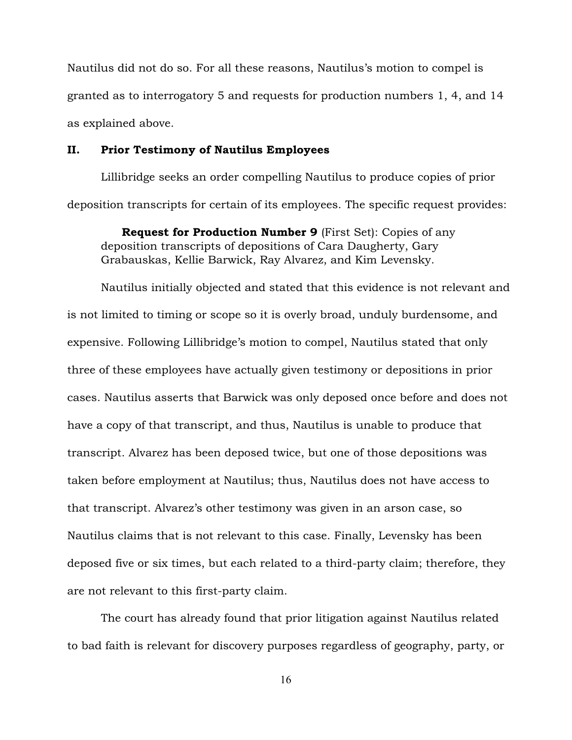Nautilus did not do so. For all these reasons, Nautilus's motion to compel is granted as to interrogatory 5 and requests for production numbers 1, 4, and 14 as explained above.

## II. Prior Testimony of Nautilus Employees

Lillibridge seeks an order compelling Nautilus to produce copies of prior deposition transcripts for certain of its employees. The specific request provides:

> **Request for Production Number 9** (First Set): Copies of any deposition transcripts of depositions of Cara Daugherty, Gary Grabauskas, Kellie Barwick, Ray Alvarez, and Kim Levensky.

Nautilus initially objected and stated that this evidence is not relevant and is not limited to timing or scope so it is overly broad, unduly burdensome, and expensive. Following Lillibridge's motion to compel, Nautilus stated that only three of these employees have actually given testimony or depositions in prior cases. Nautilus asserts that Barwick was only deposed once before and does not have a copy of that transcript, and thus, Nautilus is unable to produce that transcript. Alvarez has been deposed twice, but one of those depositions was taken before employment at Nautilus; thus, Nautilus does not have access to that transcript. Alvarez's other testimony was given in an arson case, so Nautilus claims that is not relevant to this case. Finally, Levensky has been deposed five or six times, but each related to a third-party claim; therefore, they are not relevant to this first-party claim.

The court has already found that prior litigation against Nautilus related to bad faith is relevant for discovery purposes regardless of geography, party, or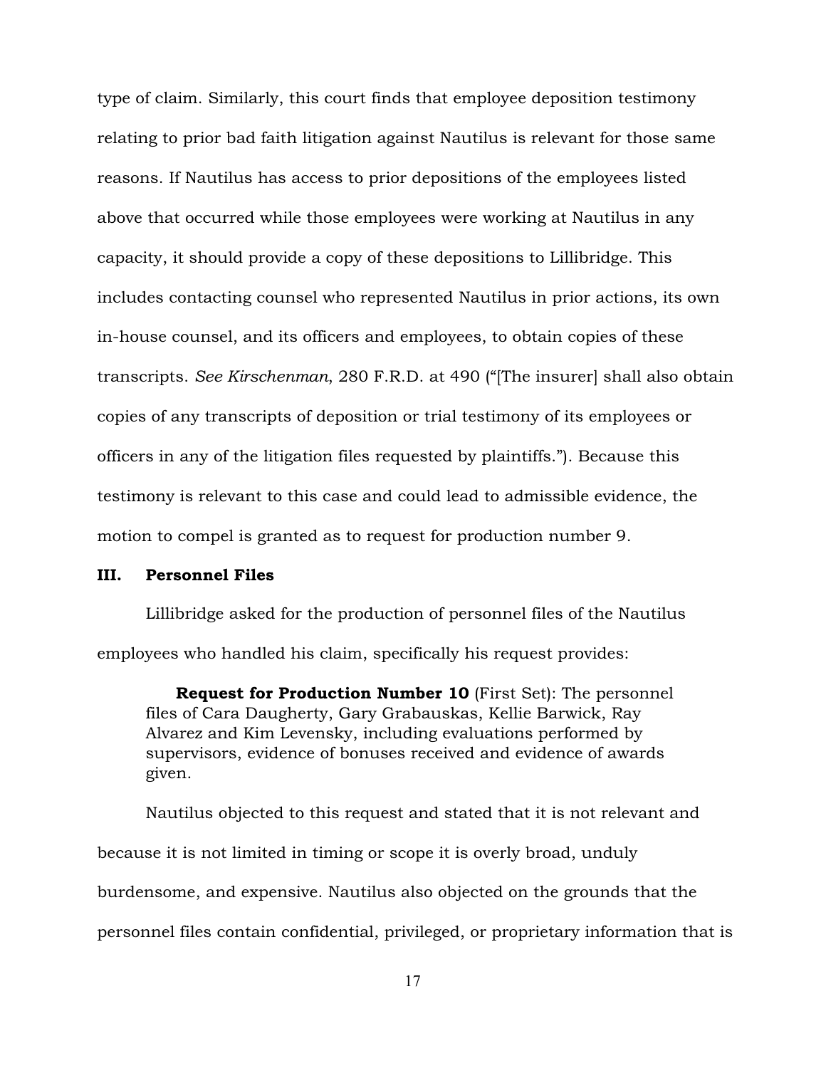type of claim. Similarly, this court finds that employee deposition testimony relating to prior bad faith litigation against Nautilus is relevant for those same reasons. If Nautilus has access to prior depositions of the employees listed above that occurred while those employees were working at Nautilus in any capacity, it should provide a copy of these depositions to Lillibridge. This includes contacting counsel who represented Nautilus in prior actions, its own in-house counsel, and its officers and employees, to obtain copies of these transcripts. *See Kirschenman*, 280 F.R.D. at 490 ("[The insurer] shall also obtain copies of any transcripts of deposition or trial testimony of its employees or officers in any of the litigation files requested by plaintiffs."). Because this testimony is relevant to this case and could lead to admissible evidence, the motion to compel is granted as to request for production number 9.

## III. Personnel Files

Lillibridge asked for the production of personnel files of the Nautilus employees who handled his claim, specifically his request provides:

> **Request for Production Number 10** (First Set): The personnel files of Cara Daugherty, Gary Grabauskas, Kellie Barwick, Ray Alvarez and Kim Levensky, including evaluations performed by supervisors, evidence of bonuses received and evidence of awards given.

Nautilus objected to this request and stated that it is not relevant and because it is not limited in timing or scope it is overly broad, unduly burdensome, and expensive. Nautilus also objected on the grounds that the personnel files contain confidential, privileged, or proprietary information that is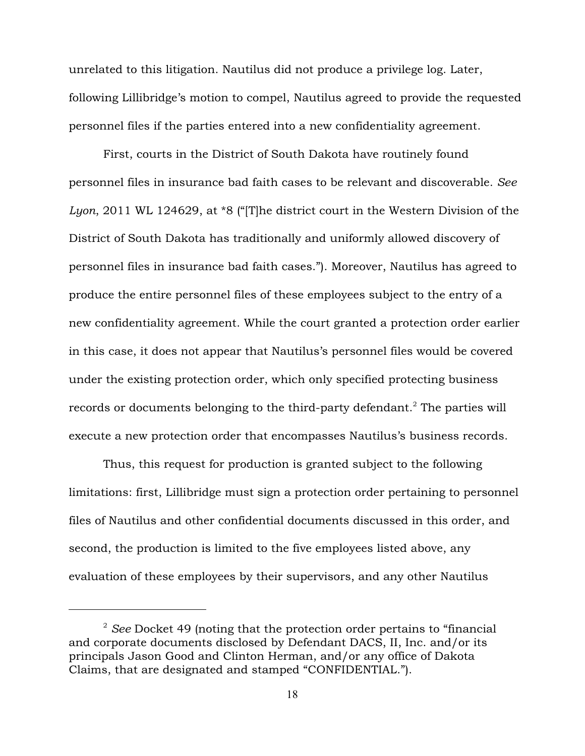unrelated to this litigation. Nautilus did not produce a privilege log. Later, following Lillibridge's motion to compel, Nautilus agreed to provide the requested personnel files if the parties entered into a new confidentiality agreement.

First, courts in the District of South Dakota have routinely found personnel files in insurance bad faith cases to be relevant and discoverable. *See Lyon*, 2011 WL 124629, at *8 ("[T]he district court in the Western Division of the District of South Dakota has traditionally and uniformly allowed discovery of personnel files in insurance bad faith cases."). Moreover, Nautilus has agreed to produce the entire personnel files of these employees subject to the entry of a new confidentiality agreement. While the court granted a protection order earlier in this case, it does not appear that Nautilus's personnel files would be covered under the existing protection order, which only specified protecting business records or documents belonging to the third-party defendant.[2] The parties will execute a new protection order that encompasses Nautilus's business records.

Thus, this request for production is granted subject to the following limitations: first, Lillibridge must sign a protection order pertaining to personnel files of Nautilus and other confidential documents discussed in this order, and second, the production is limited to the five employees listed above, any evaluation of these employees by their supervisors, and any other Nautilus

---

[2] *See* Docket 49 (noting that the protection order pertains to "financial and corporate documents disclosed by Defendant DACS, II, Inc. and/or its principals Jason Good and Clinton Herman, and/or any office of Dakota Claims, that are designated and stamped "CONFIDENTIAL.").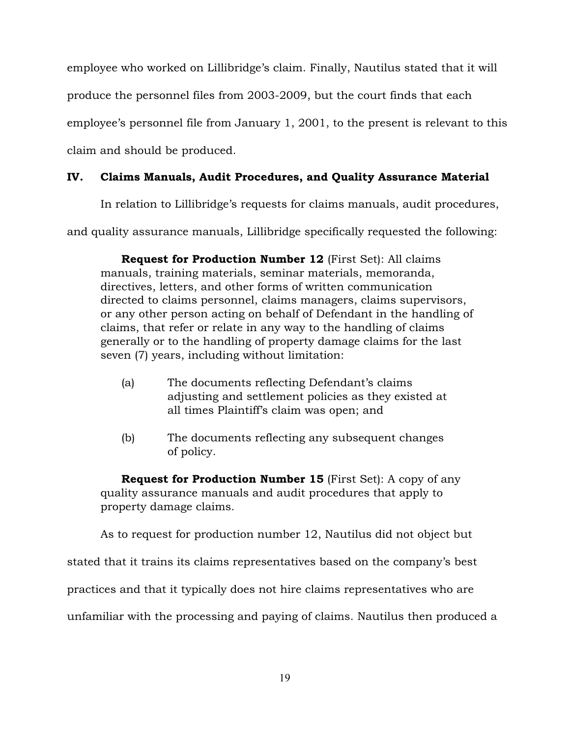employee who worked on Lillibridge's claim. Finally, Nautilus stated that it will produce the personnel files from 2003-2009, but the court finds that each employee's personnel file from January 1, 2001, to the present is relevant to this claim and should be produced.

## IV. Claims Manuals, Audit Procedures, and Quality Assurance Material

In relation to Lillibridge's requests for claims manuals, audit procedures, and quality assurance manuals, Lillibridge specifically requested the following:

> **Request for Production Number 12** (First Set): All claims manuals, training materials, seminar materials, memoranda, directives, letters, and other forms of written communication directed to claims personnel, claims managers, claims supervisors, or any other person acting on behalf of Defendant in the handling of claims, that refer or relate in any way to the handling of claims generally or to the handling of property damage claims for the last seven (7) years, including without limitation:
>
> (a) The documents reflecting Defendant's claims adjusting and settlement policies as they existed at all times Plaintiff's claim was open; and
>
> (b) The documents reflecting any subsequent changes of policy.
>
> **Request for Production Number 15** (First Set): A copy of any quality assurance manuals and audit procedures that apply to property damage claims.

As to request for production number 12, Nautilus did not object but stated that it trains its claims representatives based on the company's best practices and that it typically does not hire claims representatives who are unfamiliar with the processing and paying of claims. Nautilus then produced a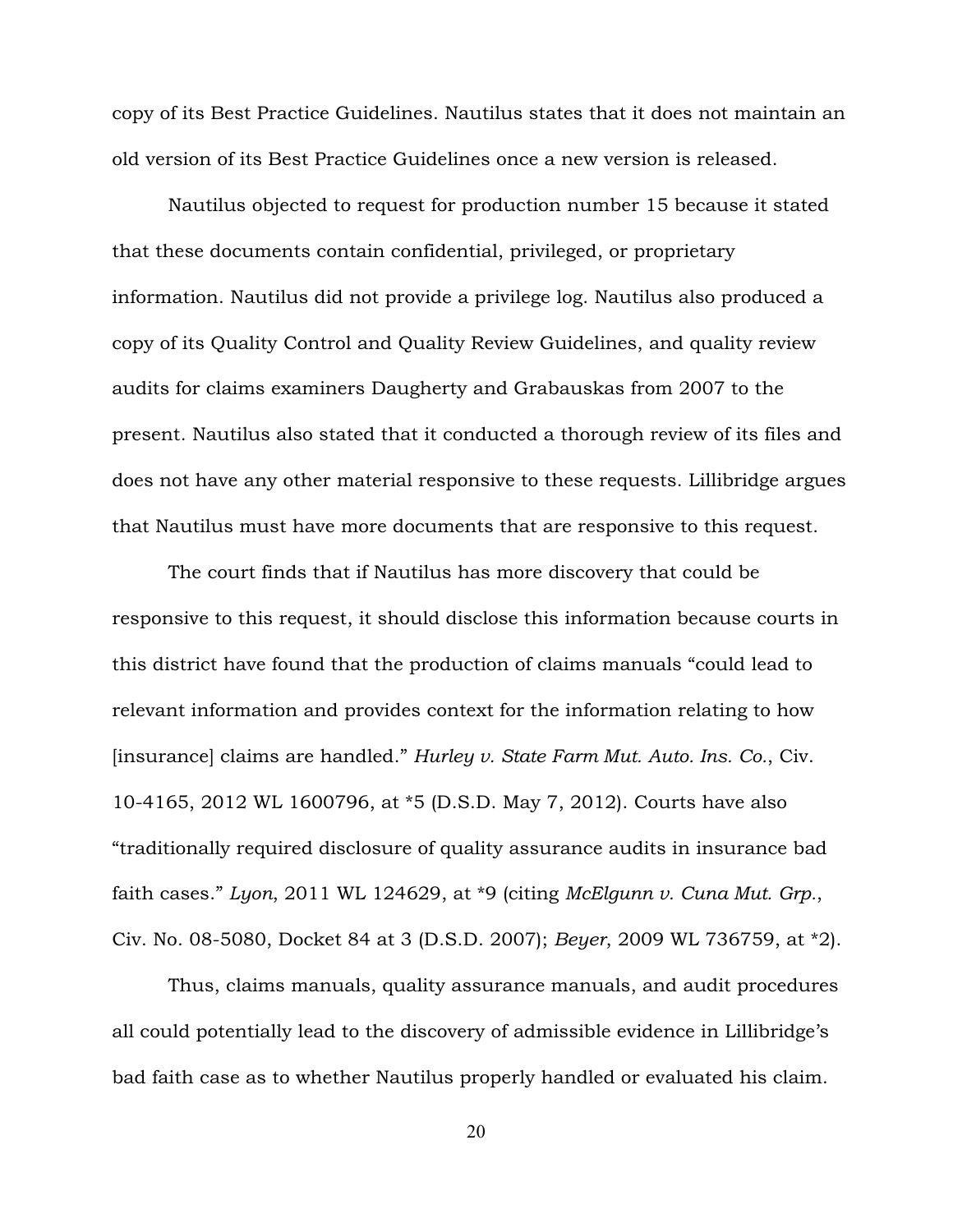copy of its Best Practice Guidelines. Nautilus states that it does not maintain an old version of its Best Practice Guidelines once a new version is released.

Nautilus objected to request for production number 15 because it stated that these documents contain confidential, privileged, or proprietary information. Nautilus did not provide a privilege log. Nautilus also produced a copy of its Quality Control and Quality Review Guidelines, and quality review audits for claims examiners Daugherty and Grabauskas from 2007 to the present. Nautilus also stated that it conducted a thorough review of its files and does not have any other material responsive to these requests. Lillibridge argues that Nautilus must have more documents that are responsive to this request.

The court finds that if Nautilus has more discovery that could be responsive to this request, it should disclose this information because courts in this district have found that the production of claims manuals "could lead to relevant information and provides context for the information relating to how [insurance] claims are handled." *Hurley v. State Farm Mut. Auto. Ins. Co.*, Civ. 10-4165, 2012 WL 1600796, at *5 (D.S.D. May 7, 2012). Courts have also "traditionally required disclosure of quality assurance audits in insurance bad faith cases." *Lyon*, 2011 WL 124629, at *9 (citing *McElgunn v. Cuna Mut. Grp.*, Civ. No. 08-5080, Docket 84 at 3 (D.S.D. 2007); *Beyer*, 2009 WL 736759, at *2).

Thus, claims manuals, quality assurance manuals, and audit procedures all could potentially lead to the discovery of admissible evidence in Lillibridge's bad faith case as to whether Nautilus properly handled or evaluated his claim.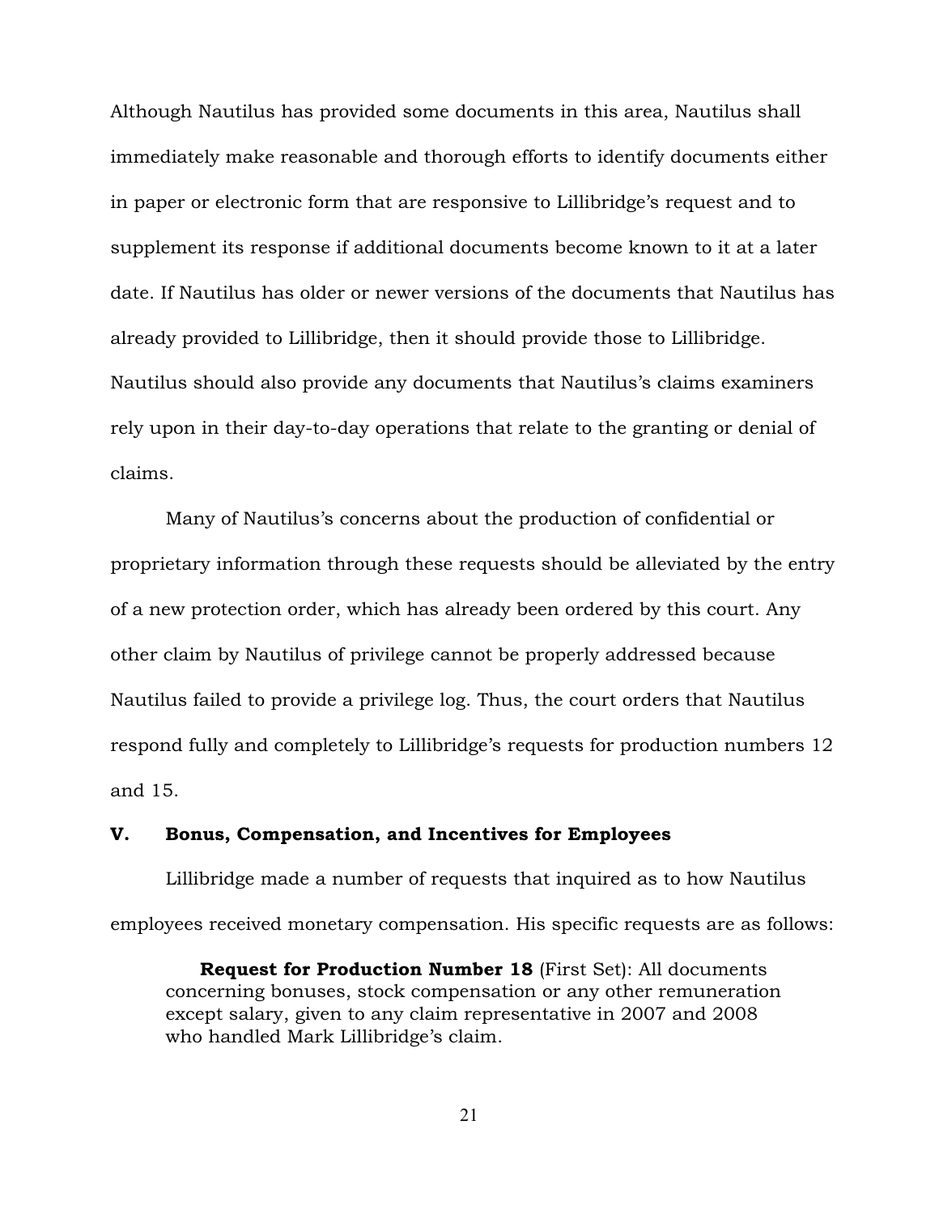Although Nautilus has provided some documents in this area, Nautilus shall immediately make reasonable and thorough efforts to identify documents either in paper or electronic form that are responsive to Lillibridge's request and to supplement its response if additional documents become known to it at a later date. If Nautilus has older or newer versions of the documents that Nautilus has already provided to Lillibridge, then it should provide those to Lillibridge. Nautilus should also provide any documents that Nautilus's claims examiners rely upon in their day-to-day operations that relate to the granting or denial of claims.

Many of Nautilus's concerns about the production of confidential or proprietary information through these requests should be alleviated by the entry of a new protection order, which has already been ordered by this court. Any other claim by Nautilus of privilege cannot be properly addressed because Nautilus failed to provide a privilege log. Thus, the court orders that Nautilus respond fully and completely to Lillibridge's requests for production numbers 12 and 15.

## V. Bonus, Compensation, and Incentives for Employees

Lillibridge made a number of requests that inquired as to how Nautilus employees received monetary compensation. His specific requests are as follows:

> **Request for Production Number 18** (First Set): All documents concerning bonuses, stock compensation or any other remuneration except salary, given to any claim representative in 2007 and 2008 who handled Mark Lillibridge's claim.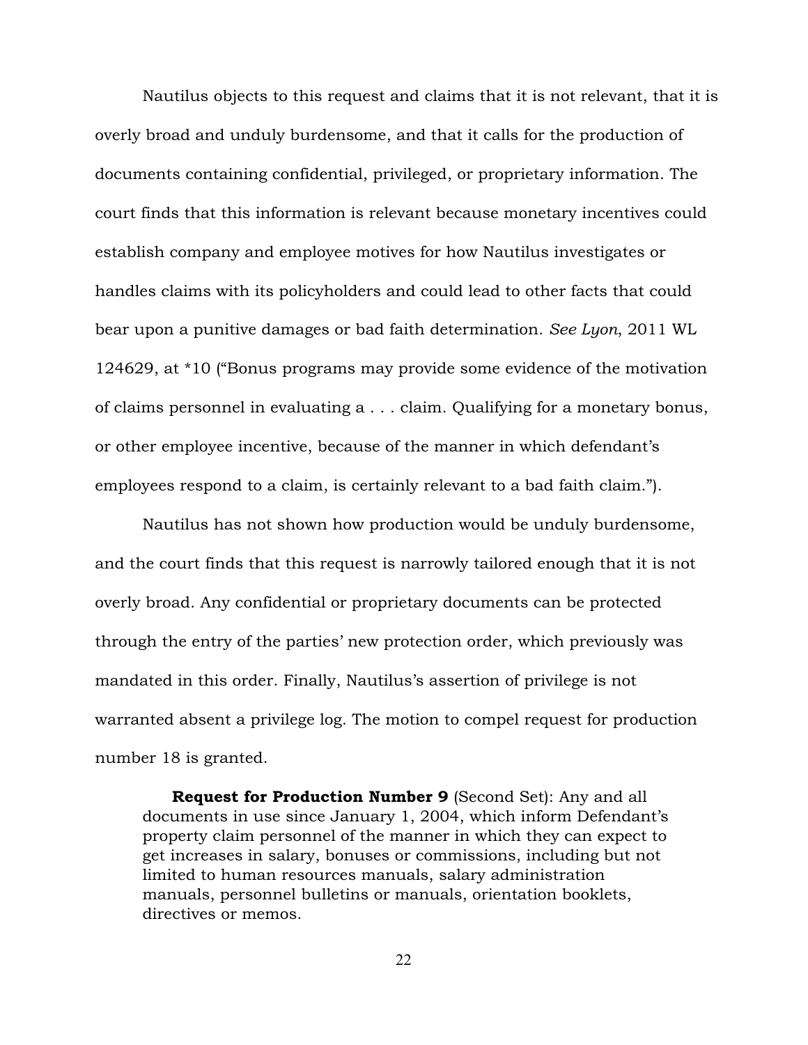Nautilus objects to this request and claims that it is not relevant, that it is overly broad and unduly burdensome, and that it calls for the production of documents containing confidential, privileged, or proprietary information. The court finds that this information is relevant because monetary incentives could establish company and employee motives for how Nautilus investigates or handles claims with its policyholders and could lead to other facts that could bear upon a punitive damages or bad faith determination. *See Lyon*, 2011 WL 124629, at *10 ("Bonus programs may provide some evidence of the motivation of claims personnel in evaluating a . . . claim. Qualifying for a monetary bonus, or other employee incentive, because of the manner in which defendant's employees respond to a claim, is certainly relevant to a bad faith claim.").

Nautilus has not shown how production would be unduly burdensome, and the court finds that this request is narrowly tailored enough that it is not overly broad. Any confidential or proprietary documents can be protected through the entry of the parties' new protection order, which previously was mandated in this order. Finally, Nautilus's assertion of privilege is not warranted absent a privilege log. The motion to compel request for production number 18 is granted.

> **Request for Production Number 9** (Second Set): Any and all documents in use since January 1, 2004, which inform Defendant's property claim personnel of the manner in which they can expect to get increases in salary, bonuses or commissions, including but not limited to human resources manuals, salary administration manuals, personnel bulletins or manuals, orientation booklets, directives or memos.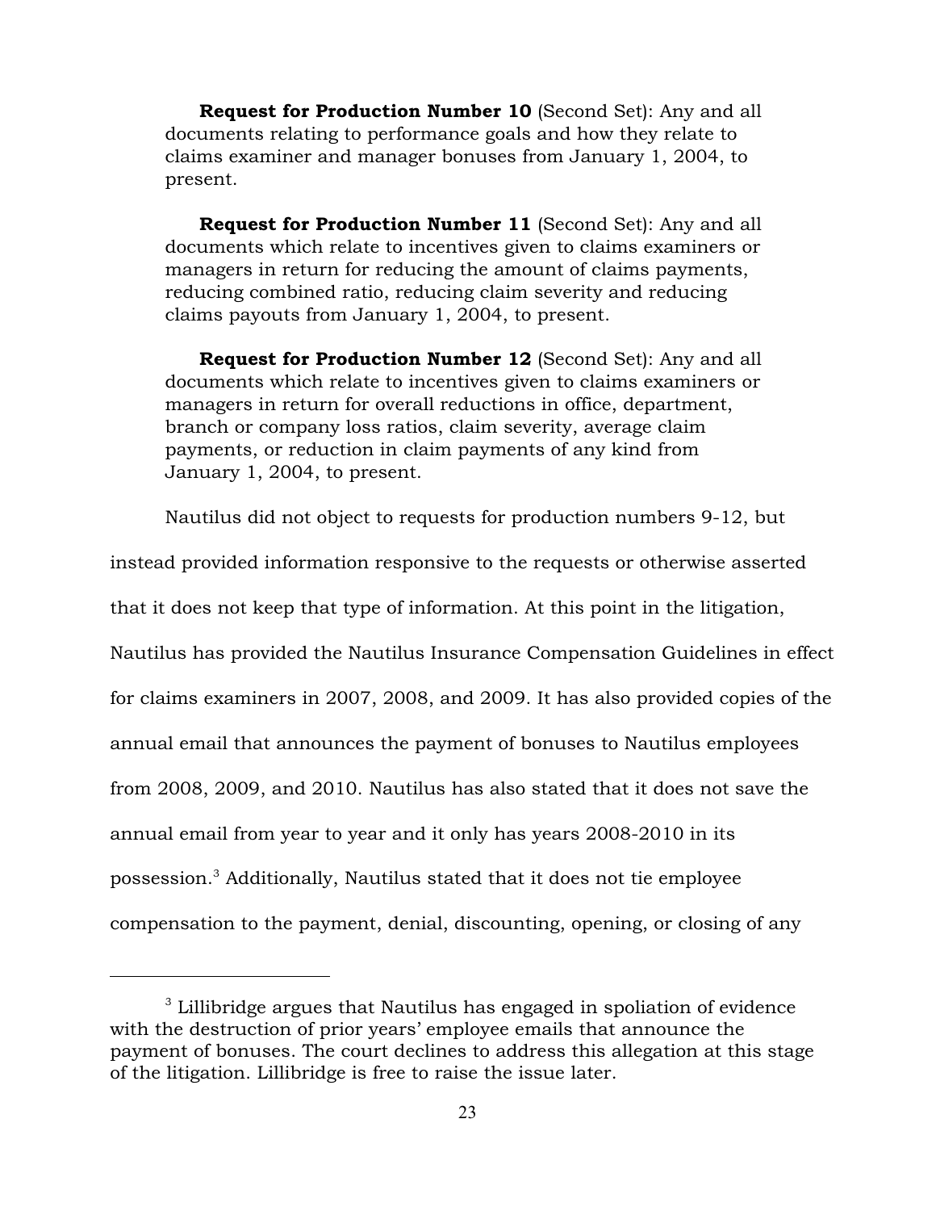**Request for Production Number 10** (Second Set): Any and all documents relating to performance goals and how they relate to claims examiner and manager bonuses from January 1, 2004, to present.

**Request for Production Number 11** (Second Set): Any and all documents which relate to incentives given to claims examiners or managers in return for reducing the amount of claims payments, reducing combined ratio, reducing claim severity and reducing claims payouts from January 1, 2004, to present.

**Request for Production Number 12** (Second Set): Any and all documents which relate to incentives given to claims examiners or managers in return for overall reductions in office, department, branch or company loss ratios, claim severity, average claim payments, or reduction in claim payments of any kind from January 1, 2004, to present.

Nautilus did not object to requests for production numbers 9-12, but instead provided information responsive to the requests or otherwise asserted that it does not keep that type of information. At this point in the litigation, Nautilus has provided the Nautilus Insurance Compensation Guidelines in effect for claims examiners in 2007, 2008, and 2009. It has also provided copies of the annual email that announces the payment of bonuses to Nautilus employees from 2008, 2009, and 2010. Nautilus has also stated that it does not save the annual email from year to year and it only has years 2008-2010 in its possession.[3] Additionally, Nautilus stated that it does not tie employee compensation to the payment, denial, discounting, opening, or closing of any

[3] Lillibridge argues that Nautilus has engaged in spoliation of evidence with the destruction of prior years' employee emails that announce the payment of bonuses. The court declines to address this allegation at this stage of the litigation. Lillibridge is free to raise the issue later.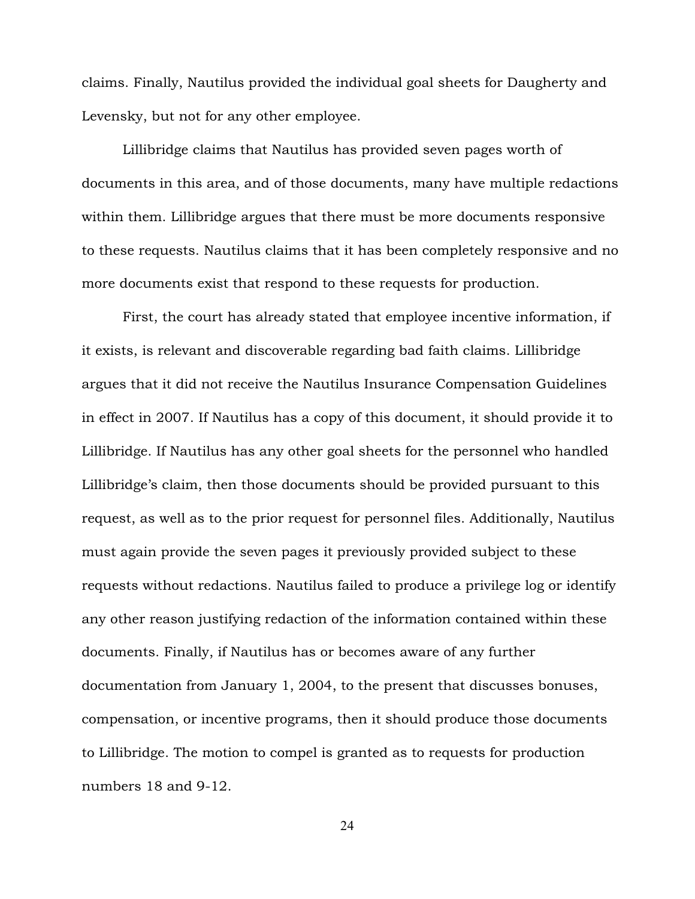claims. Finally, Nautilus provided the individual goal sheets for Daugherty and Levensky, but not for any other employee.

Lillibridge claims that Nautilus has provided seven pages worth of documents in this area, and of those documents, many have multiple redactions within them. Lillibridge argues that there must be more documents responsive to these requests. Nautilus claims that it has been completely responsive and no more documents exist that respond to these requests for production.

First, the court has already stated that employee incentive information, if it exists, is relevant and discoverable regarding bad faith claims. Lillibridge argues that it did not receive the Nautilus Insurance Compensation Guidelines in effect in 2007. If Nautilus has a copy of this document, it should provide it to Lillibridge. If Nautilus has any other goal sheets for the personnel who handled Lillibridge's claim, then those documents should be provided pursuant to this request, as well as to the prior request for personnel files. Additionally, Nautilus must again provide the seven pages it previously provided subject to these requests without redactions. Nautilus failed to produce a privilege log or identify any other reason justifying redaction of the information contained within these documents. Finally, if Nautilus has or becomes aware of any further documentation from January 1, 2004, to the present that discusses bonuses, compensation, or incentive programs, then it should produce those documents to Lillibridge. The motion to compel is granted as to requests for production numbers 18 and 9-12.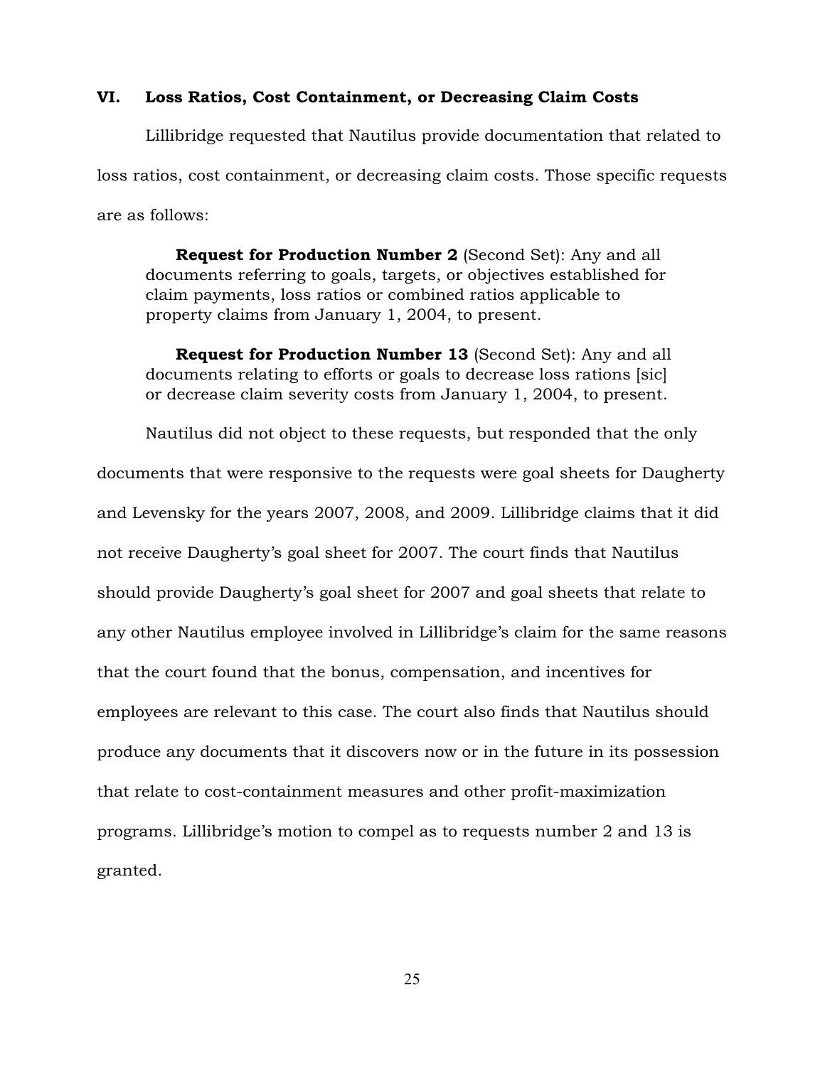### VI. Loss Ratios, Cost Containment, or Decreasing Claim Costs

Lillibridge requested that Nautilus provide documentation that related to loss ratios, cost containment, or decreasing claim costs. Those specific requests are as follows:

> **Request for Production Number 2** (Second Set): Any and all documents referring to goals, targets, or objectives established for claim payments, loss ratios or combined ratios applicable to property claims from January 1, 2004, to present.
>
> **Request for Production Number 13** (Second Set): Any and all documents relating to efforts or goals to decrease loss rations [sic] or decrease claim severity costs from January 1, 2004, to present.

Nautilus did not object to these requests, but responded that the only documents that were responsive to the requests were goal sheets for Daugherty and Levensky for the years 2007, 2008, and 2009. Lillibridge claims that it did not receive Daugherty's goal sheet for 2007. The court finds that Nautilus should provide Daugherty's goal sheet for 2007 and goal sheets that relate to any other Nautilus employee involved in Lillibridge's claim for the same reasons that the court found that the bonus, compensation, and incentives for employees are relevant to this case. The court also finds that Nautilus should produce any documents that it discovers now or in the future in its possession that relate to cost-containment measures and other profit-maximization programs. Lillibridge's motion to compel as to requests number 2 and 13 is granted.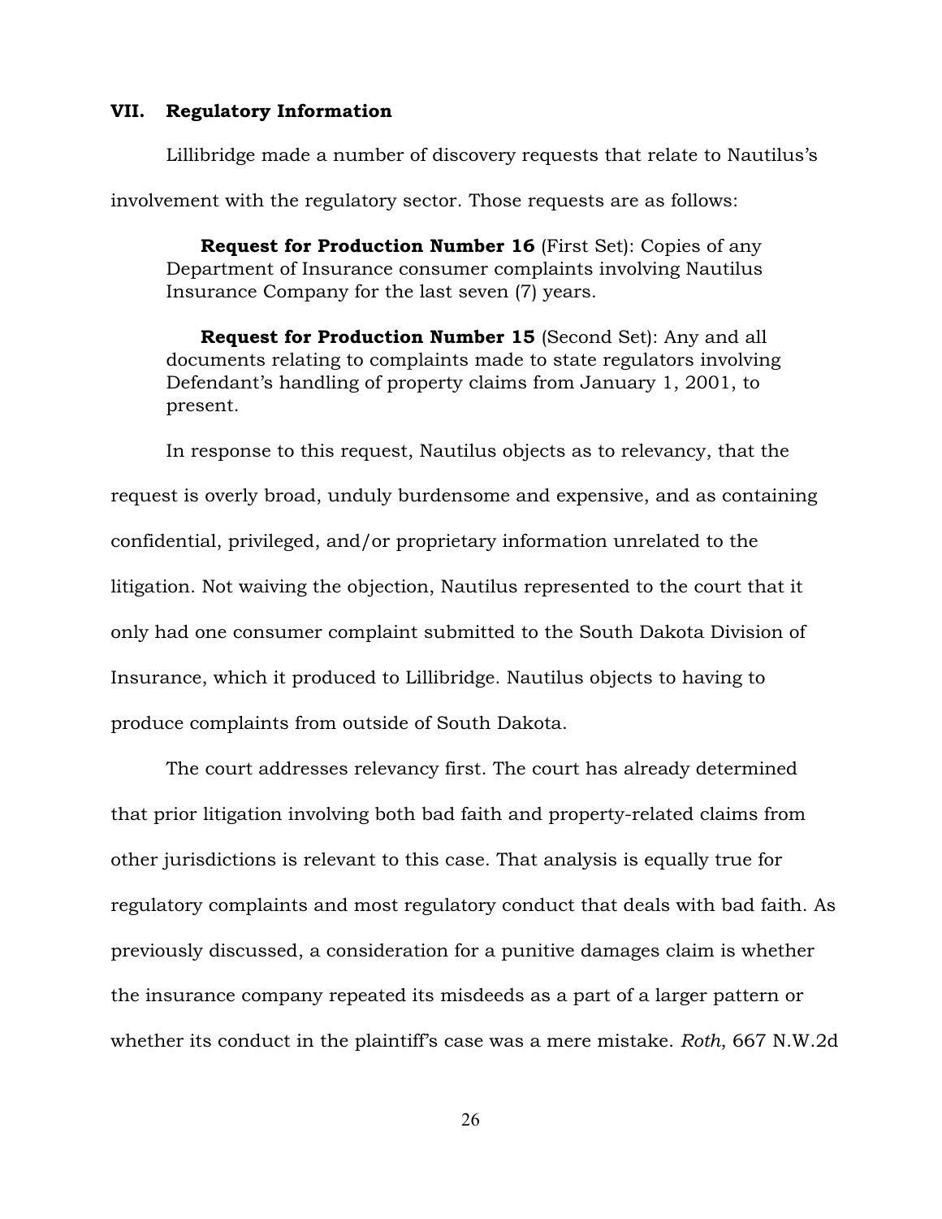## VII. Regulatory Information

Lillibridge made a number of discovery requests that relate to Nautilus's involvement with the regulatory sector. Those requests are as follows:

> **Request for Production Number 16** (First Set): Copies of any Department of Insurance consumer complaints involving Nautilus Insurance Company for the last seven (7) years.
>
> **Request for Production Number 15** (Second Set): Any and all documents relating to complaints made to state regulators involving Defendant's handling of property claims from January 1, 2001, to present.

In response to this request, Nautilus objects as to relevancy, that the request is overly broad, unduly burdensome and expensive, and as containing confidential, privileged, and/or proprietary information unrelated to the litigation. Not waiving the objection, Nautilus represented to the court that it only had one consumer complaint submitted to the South Dakota Division of Insurance, which it produced to Lillibridge. Nautilus objects to having to produce complaints from outside of South Dakota.

The court addresses relevancy first. The court has already determined that prior litigation involving both bad faith and property-related claims from other jurisdictions is relevant to this case. That analysis is equally true for regulatory complaints and most regulatory conduct that deals with bad faith. As previously discussed, a consideration for a punitive damages claim is whether the insurance company repeated its misdeeds as a part of a larger pattern or whether its conduct in the plaintiff's case was a mere mistake. *Roth*, 667 N.W.2d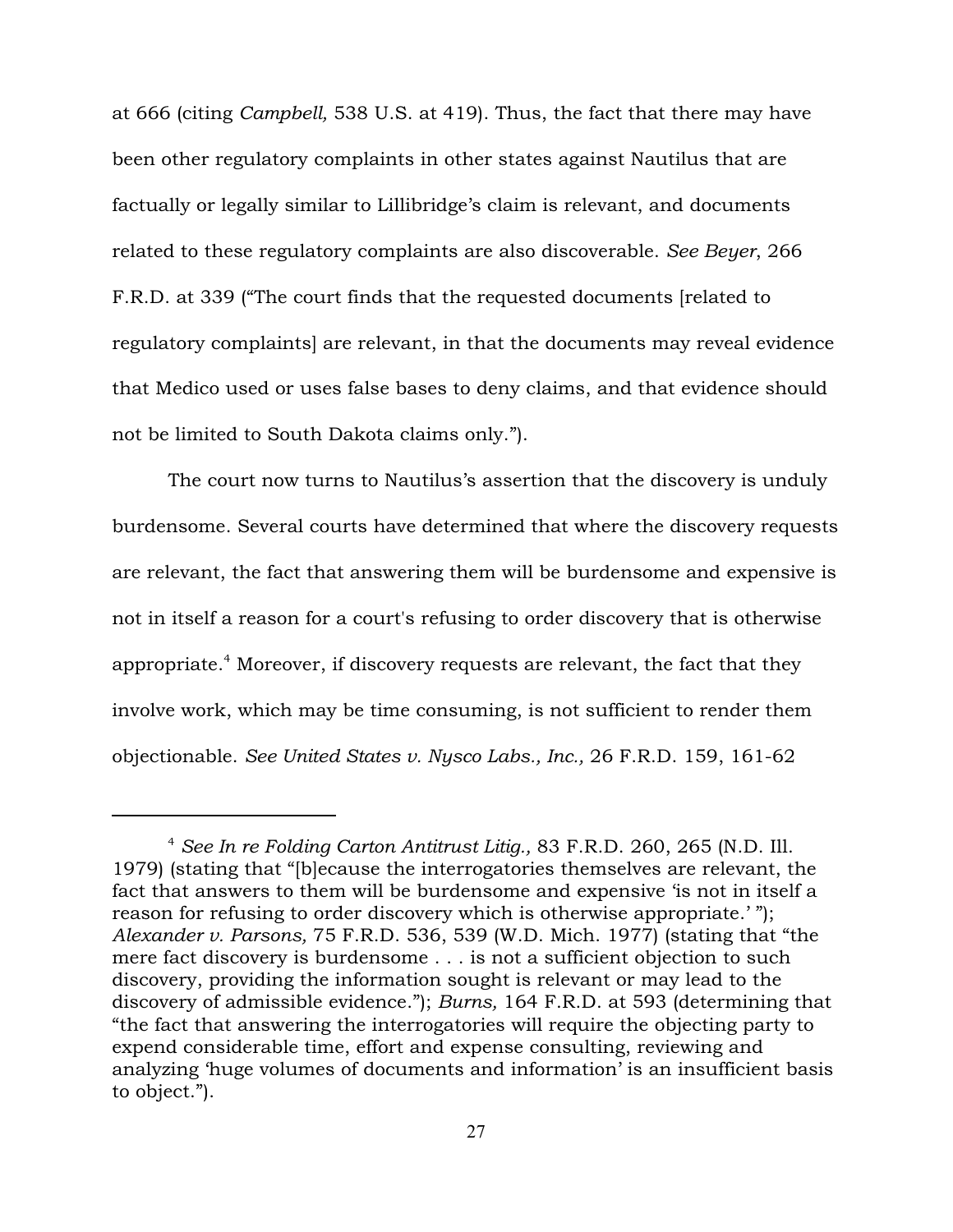at 666 (citing *Campbell,* 538 U.S. at 419). Thus, the fact that there may have been other regulatory complaints in other states against Nautilus that are factually or legally similar to Lillibridge's claim is relevant, and documents related to these regulatory complaints are also discoverable. *See Beyer*, 266 F.R.D. at 339 ("The court finds that the requested documents [related to regulatory complaints] are relevant, in that the documents may reveal evidence that Medico used or uses false bases to deny claims, and that evidence should not be limited to South Dakota claims only.").

The court now turns to Nautilus's assertion that the discovery is unduly burdensome. Several courts have determined that where the discovery requests are relevant, the fact that answering them will be burdensome and expensive is not in itself a reason for a court's refusing to order discovery that is otherwise appropriate.[4] Moreover, if discovery requests are relevant, the fact that they involve work, which may be time consuming, is not sufficient to render them objectionable. *See United States v. Nysco Labs., Inc.,* 26 F.R.D. 159, 161-62

---

[4] *See In re Folding Carton Antitrust Litig.,* 83 F.R.D. 260, 265 (N.D. Ill. 1979) (stating that "[b]ecause the interrogatories themselves are relevant, the fact that answers to them will be burdensome and expensive 'is not in itself a reason for refusing to order discovery which is otherwise appropriate.' "); *Alexander v. Parsons,* 75 F.R.D. 536, 539 (W.D. Mich. 1977) (stating that "the mere fact discovery is burdensome . . . is not a sufficient objection to such discovery, providing the information sought is relevant or may lead to the discovery of admissible evidence."); *Burns,* 164 F.R.D. at 593 (determining that "the fact that answering the interrogatories will require the objecting party to expend considerable time, effort and expense consulting, reviewing and analyzing 'huge volumes of documents and information' is an insufficient basis to object.").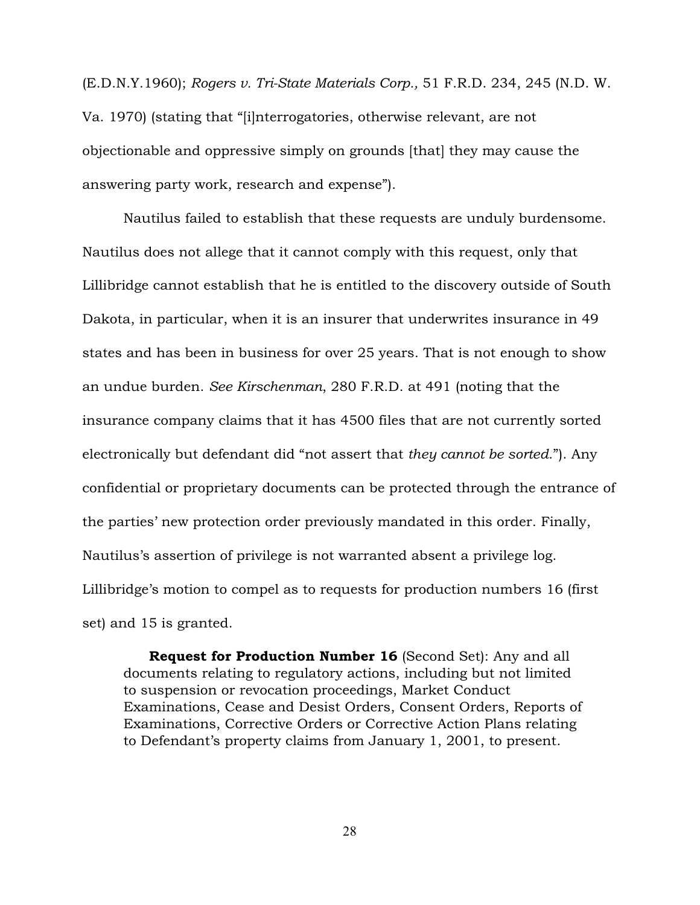(E.D.N.Y.1960); *Rogers v. Tri-State Materials Corp.,* 51 F.R.D. 234, 245 (N.D. W. Va. 1970) (stating that "[i]nterrogatories, otherwise relevant, are not objectionable and oppressive simply on grounds [that] they may cause the answering party work, research and expense").

Nautilus failed to establish that these requests are unduly burdensome. Nautilus does not allege that it cannot comply with this request, only that Lillibridge cannot establish that he is entitled to the discovery outside of South Dakota, in particular, when it is an insurer that underwrites insurance in 49 states and has been in business for over 25 years. That is not enough to show an undue burden. *See Kirschenman*, 280 F.R.D. at 491 (noting that the insurance company claims that it has 4500 files that are not currently sorted electronically but defendant did "not assert that *they cannot be sorted*."). Any confidential or proprietary documents can be protected through the entrance of the parties' new protection order previously mandated in this order. Finally, Nautilus's assertion of privilege is not warranted absent a privilege log. Lillibridge's motion to compel as to requests for production numbers 16 (first set) and 15 is granted.

> **Request for Production Number 16** (Second Set): Any and all documents relating to regulatory actions, including but not limited to suspension or revocation proceedings, Market Conduct Examinations, Cease and Desist Orders, Consent Orders, Reports of Examinations, Corrective Orders or Corrective Action Plans relating to Defendant's property claims from January 1, 2001, to present.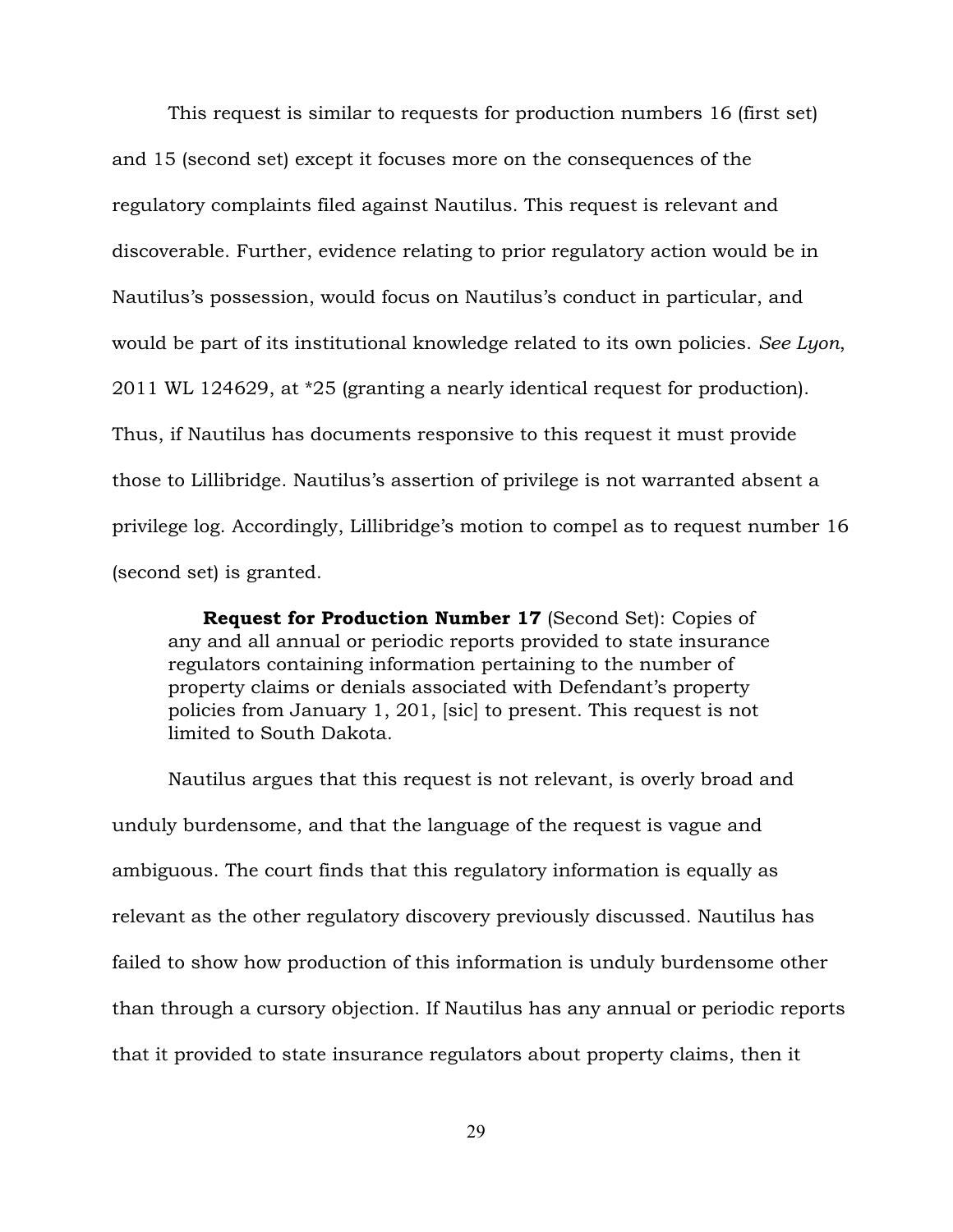This request is similar to requests for production numbers 16 (first set) and 15 (second set) except it focuses more on the consequences of the regulatory complaints filed against Nautilus. This request is relevant and discoverable. Further, evidence relating to prior regulatory action would be in Nautilus's possession, would focus on Nautilus's conduct in particular, and would be part of its institutional knowledge related to its own policies. *See Lyon*, 2011 WL 124629, at *25 (granting a nearly identical request for production). Thus, if Nautilus has documents responsive to this request it must provide those to Lillibridge. Nautilus's assertion of privilege is not warranted absent a privilege log. Accordingly, Lillibridge's motion to compel as to request number 16 (second set) is granted.

> **Request for Production Number 17** (Second Set): Copies of any and all annual or periodic reports provided to state insurance regulators containing information pertaining to the number of property claims or denials associated with Defendant's property policies from January 1, 201, [sic] to present. This request is not limited to South Dakota.

Nautilus argues that this request is not relevant, is overly broad and unduly burdensome, and that the language of the request is vague and ambiguous. The court finds that this regulatory information is equally as relevant as the other regulatory discovery previously discussed. Nautilus has failed to show how production of this information is unduly burdensome other than through a cursory objection. If Nautilus has any annual or periodic reports that it provided to state insurance regulators about property claims, then it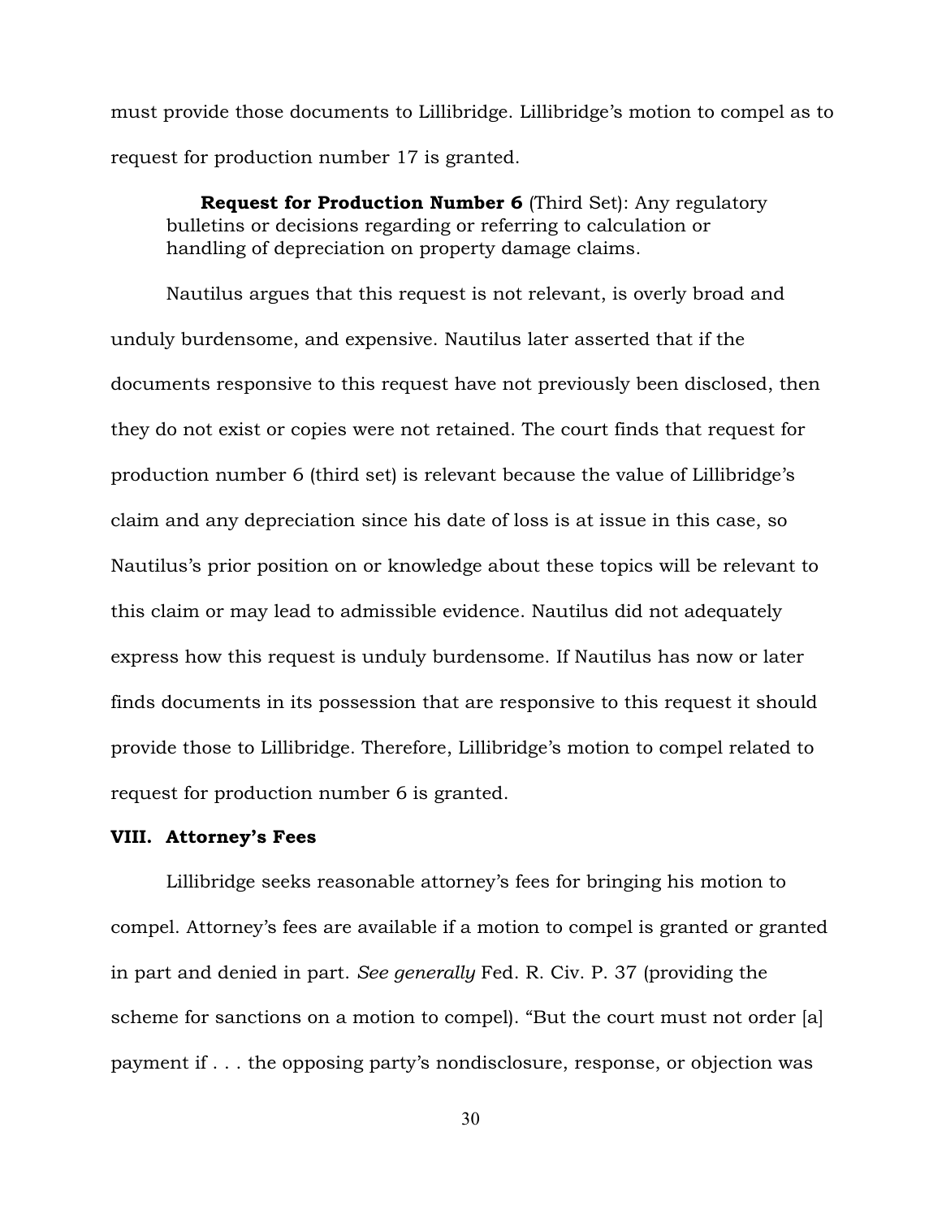must provide those documents to Lillibridge. Lillibridge's motion to compel as to request for production number 17 is granted.

> **Request for Production Number 6** (Third Set): Any regulatory bulletins or decisions regarding or referring to calculation or handling of depreciation on property damage claims.

Nautilus argues that this request is not relevant, is overly broad and unduly burdensome, and expensive. Nautilus later asserted that if the documents responsive to this request have not previously been disclosed, then they do not exist or copies were not retained. The court finds that request for production number 6 (third set) is relevant because the value of Lillibridge's claim and any depreciation since his date of loss is at issue in this case, so Nautilus's prior position on or knowledge about these topics will be relevant to this claim or may lead to admissible evidence. Nautilus did not adequately express how this request is unduly burdensome. If Nautilus has now or later finds documents in its possession that are responsive to this request it should provide those to Lillibridge. Therefore, Lillibridge's motion to compel related to request for production number 6 is granted.

## VIII. Attorney's Fees

Lillibridge seeks reasonable attorney's fees for bringing his motion to compel. Attorney's fees are available if a motion to compel is granted or granted in part and denied in part. *See generally* Fed. R. Civ. P. 37 (providing the scheme for sanctions on a motion to compel). "But the court must not order [a] payment if . . . the opposing party's nondisclosure, response, or objection was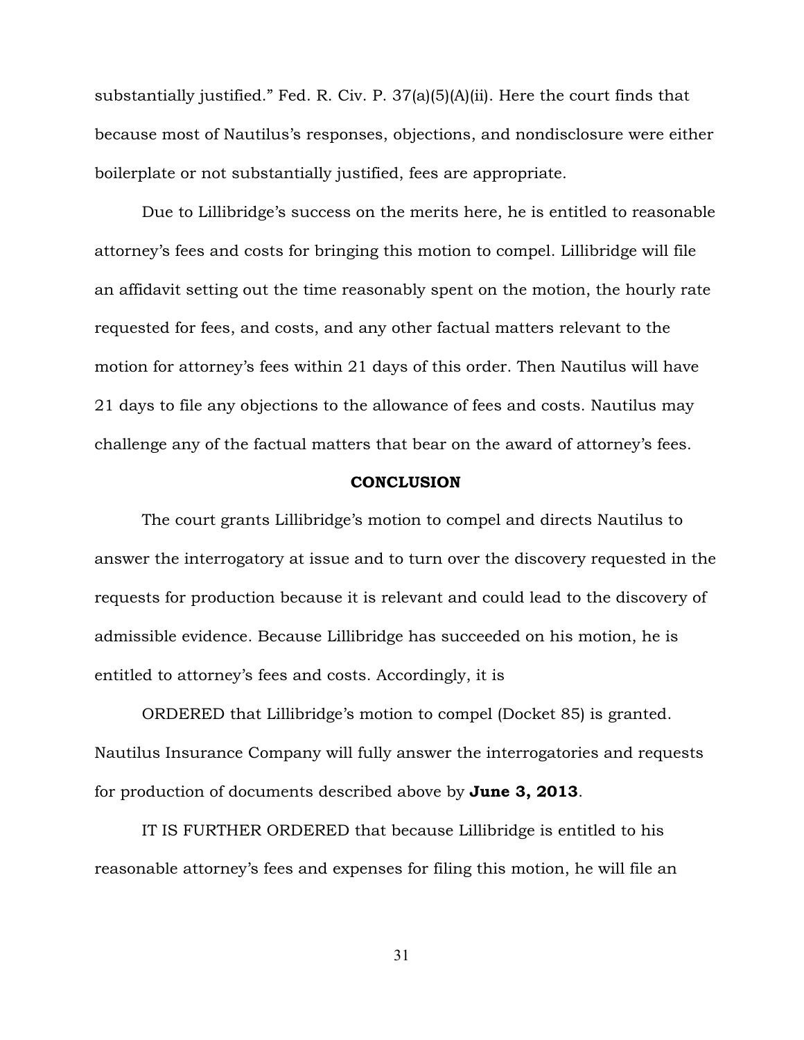substantially justified." Fed. R. Civ. P. 37(a)(5)(A)(ii). Here the court finds that because most of Nautilus's responses, objections, and nondisclosure were either boilerplate or not substantially justified, fees are appropriate.

Due to Lillibridge's success on the merits here, he is entitled to reasonable attorney's fees and costs for bringing this motion to compel. Lillibridge will file an affidavit setting out the time reasonably spent on the motion, the hourly rate requested for fees, and costs, and any other factual matters relevant to the motion for attorney's fees within 21 days of this order. Then Nautilus will have 21 days to file any objections to the allowance of fees and costs. Nautilus may challenge any of the factual matters that bear on the award of attorney's fees.

## CONCLUSION

The court grants Lillibridge's motion to compel and directs Nautilus to answer the interrogatory at issue and to turn over the discovery requested in the requests for production because it is relevant and could lead to the discovery of admissible evidence. Because Lillibridge has succeeded on his motion, he is entitled to attorney's fees and costs. Accordingly, it is

ORDERED that Lillibridge's motion to compel (Docket 85) is granted. Nautilus Insurance Company will fully answer the interrogatories and requests for production of documents described above by **June 3, 2013**.

IT IS FURTHER ORDERED that because Lillibridge is entitled to his reasonable attorney's fees and expenses for filing this motion, he will file an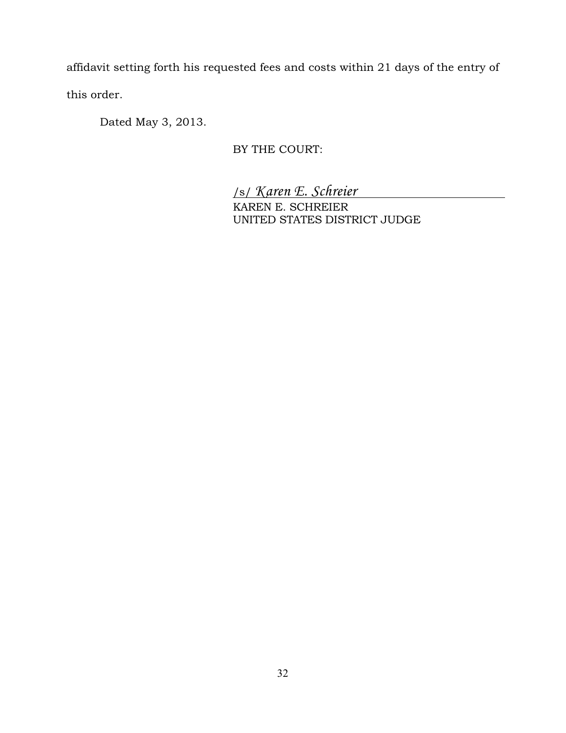affidavit setting forth his requested fees and costs within 21 days of the entry of this order.

Dated May 3, 2013.

BY THE COURT:

/s/ *Karen E. Schreier*
KAREN E. SCHREIER
UNITED STATES DISTRICT JUDGE